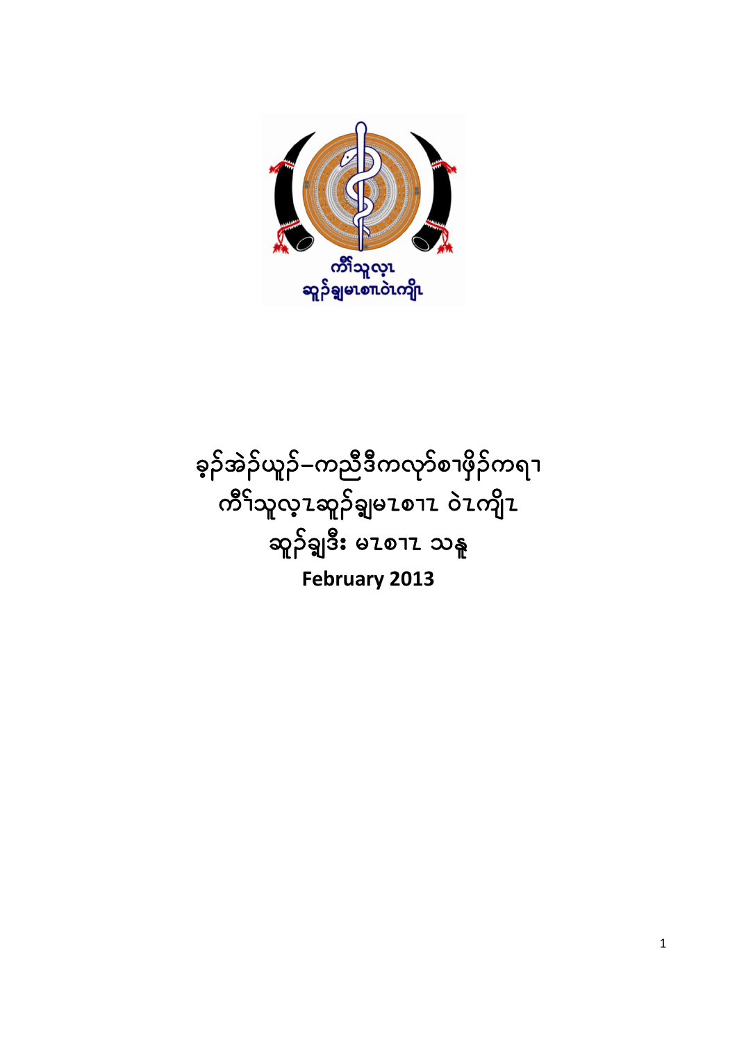# ခ့ၣ်အဲၣ်ယူၣ်–ကညီဒီကလုာ်စၢဖိုၣ်ကရၢ
# ကီၢ်သူလ့ၤဆူၣ်ချ့မၤစၢၤ ဝဲၤကျိၤ
# ဆူၣ်ချ့ဒီး မၤစၢၤ သန့

**February 2013**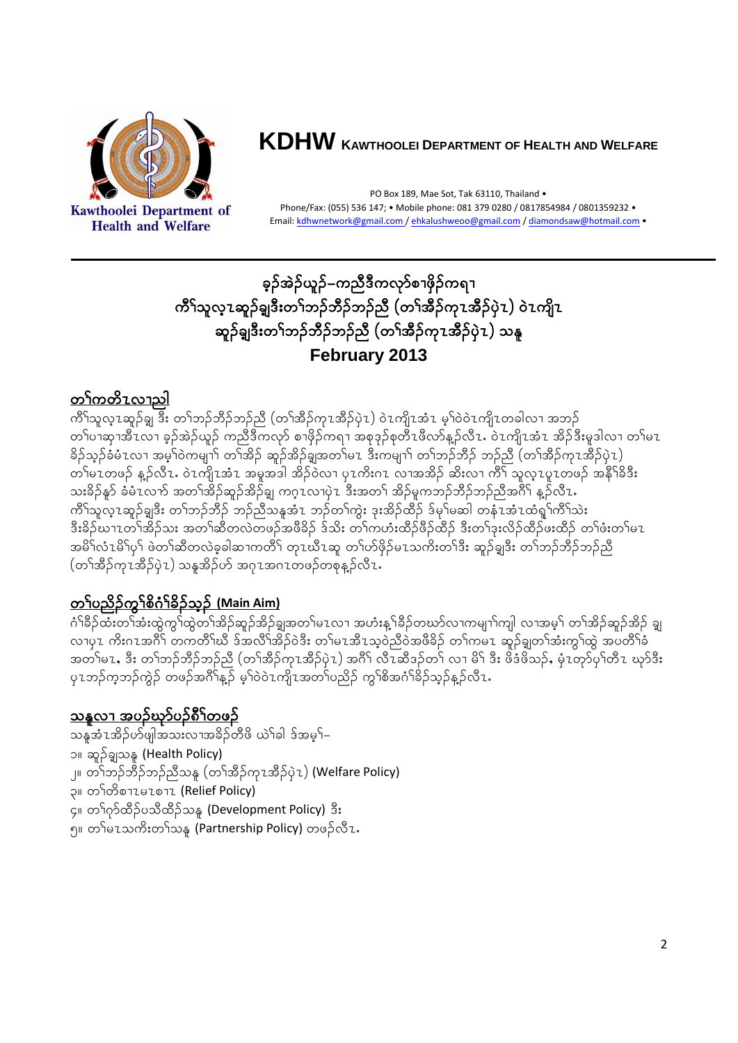# KDHW KAWTHOOLEI DEPARTMENT OF HEALTH AND WELFARE

Kawthoolei Department of Health and Welfare

PO Box 189, Mae Sot, Tak 63110, Thailand •
Phone/Fax: (055) 536 147; • Mobile phone: 081 379 0280 / 0817854984 / 0801359232 •
Email: kdhwnetwork@gmail.com / ehkalushweoo@gmail.com / diamondsaw@hotmail.com •

## ခ့ၣ်အဲၣ်ယူၣ်–ကညီဒီကလုာ်စၢဖိုၣ်ကရၢ
## ကီၢ်သူလ့ၤဆူၣ်ချ့ဒီးတၢ်ဘၣ်ဘီၣ်ဘၣ်ညီ (တၢ်အိၣ်ကုၤအိၣ်ပှဲၤ) ဝဲၤကျိၤ
## ဆူၣ်ချ့ဒီးတၢ်ဘၣ်ဘီၣ်ဘၣ်ညီ (တၢ်အိၣ်ကုၤအိၣ်ပှဲၤ) သန့
## February 2013

### တၢ်ကတိၤလၢညါ

ကီၢ်သူလ့ၤဆူၣ်ချ့ ဒီး တၢ်ဘၣ်ဘီၣ်ဘၣ်ညီ (တၢ်အိၣ်ကုၤအိၣ်ပှဲၤ) ဝဲၤကျိၤအံၤ မ့ၢ်ဝဲဝဲၤကျိၤတခါလၢ အဘၣ်တၢ်ပၢဆှၢအီၤလၢ ခ့ၣ်အဲၣ်ယူၣ် ကညီဒီကလုာ် စၢဖိုၣ်ကရၢ အစုဒုၣ်စုတီၤဖီလာ်န့ၣ်လီၤ. ဝဲၤကျိၤအံၤ အိၣ်ဒီးမူဒါလၢ တၢ်မၤခိၣ်သ့ၣ်ခံမံၤလၢ အမ့ၢ်ဝဲကမျၢၢ် တၢ်အိၣ် ဆူၣ်အိၣ်ချ့အတၢ်မၤ ဒီးကမျၢၢ် တၢ်ဘၣ်ဘီၣ် ဘၣ်ညီ (တၢ်အိၣ်ကုၤအိၣ်ပှဲၤ) တၢ်မၤတဖၣ် န့ၣ်လီၤ. ဝဲၤကျိၤအံၤ အမူအဒါ အိၣ်ဝဲလၢ ပှၤကိးဂၤ လၢအအိၣ် ဆိးလၢ ကီၢ် သူလ့ၤပူၤတဖၣ် အနီၢ်ခိဒီးသးခိၣ်နူာ် ခံမံၤလၢာ် အတၢ်အိၣ်ဆူၣ်အိၣ်ချ့ ကဂ့ၤလၢပှဲၤ ဒီးအတၢ် အိၣ်မူကဘၣ်ဘီၣ်ဘၣ်ညီအဂီၢ် န့ၣ်လီၤ. ကီၢ်သူလ့ၤဆူၣ်ချ့ဒီး တၢ်ဘၣ်ဘီၣ် ဘၣ်ညီသန့အံၤ ဘၣ်တၢ်ကွဲး ဒုးအိၣ်ထီၣ် ဒ်မ့ၢ်မဆါ တနံၤအံၤထံရှ့ၢ်ကီၢ်သဲးဒီးခိၣ်ဃၢၤတၢ်အိၣ်သး အတၢ်ဆီတလဲတဖၣ်အဖီခိၣ် ဒ်သိး တၢ်ကဟံးထီၣ်ဖိၣ်ထီၣ် ဒီးတၢ်ဒုးလိၣ်ထီၣ်ဖးထီၣ် တၢ်ဖံးတၢ်မၤအမိၢ်လံၤမိၢ်ပှၢ် ဖဲတၢ်ဆီတလဲခ့ခါဆၢကတီၢ် တုၤယီၤဆူ တၢ်ဟ်ဖိုၣ်မၤသကိးတၢ်ဒီး ဆူၣ်ချ့ဒီး တၢ်ဘၣ်ဘီၣ်ဘၣ်ညီ (တၢ်အိၣ်ကုၤအိၣ်ပှဲၤ) သန့အိၣ်ဟ် အဂ့ၤအဂၤတဖၣ်တစုန့ၣ်လီၤ.

### တၢ်ပညိၣ်ကွၢ်စိဂံၢ်ခိၣ်သ့ၣ် (Main Aim)

ဂံၢ်ခိၣ်ထံးတၢ်အံးထွဲကွၢ်ထွဲတၢ်အိၣ်ဆူၣ်အိၣ်ချ့အတၢ်မၤလၢ အဟံးန့ၢ်ခိၣ်တဃာ်လၢကမျၢၢ်ကျါ လၢအမ့ၢ် တၢ်အိၣ်ဆူၣ်အိၣ် ချ့ လၢပှၤ ကိးဂၤအဂီၢ် တကတိၢ်ဃီ ဒ်အလီၢ်အိၣ်ဝဲဒီး တၢ်မၤအီၤသ့ဝဲညီဝဲအဖီခိၣ် တၢ်ကမၤ ဆူၣ်ချ့တၢ်အံးကွၢ်ထွဲ အပတီၢ်ခံ အတၢ်မၤ, ဒီး တၢ်ဘၣ်ဘီၣ်ဘၣ်ညီ (တၢ်အိၣ်ကုၤအိၣ်ပှဲၤ) အဂီၢ် လီၤဆီဒၣ်တၢ် လၢ မိၢ် ဒီး ဖိဒံဖိသၣ်, မုၣ်တၤ်ပှၢ်တီၤ ဃုာ်ဒီး ပှၤဘၣ်က့ဘၣ်ကွဲၣ် တဖၣ်အဂီၢ်န့ၣ် မ့ၢ်ဝဲဝဲၤကျိၤအတၢ်ပညိၣ် ကွၢ်စိအဂံၢ်ခိၣ်သ့ၣ်န့ၣ်လီၤ.

### သန့လၢ အပၣ်ဃုာ်ပၣ်စိၢ်တဖၣ်

သန့အံၤအိၣ်ဟ်ဖျါအသးလၢအခိၣ်တီဖ ဃဲၢ်ခါ ဒ်အမ့ၢ်–

၁။ ဆူၣ်ချ့သန့ (Health Policy)
၂။ တၢ်ဘၣ်ဘီၣ်ဘၣ်ညီသန့ (တၢ်အိၣ်ကုၤအိၣ်ပှဲၤ) (Welfare Policy)
၃။ တၢ်တိစၢၤမၤစၢၤ (Relief Policy)
၄။ တၢ်ဂ့ာ်ထီၣ်ပသီထီၣ်သန့ (Development Policy) ဒီး
၅။ တၢ်မၤသကိးတၢ်သန့ (Partnership Policy) တဖၣ်လီၤ.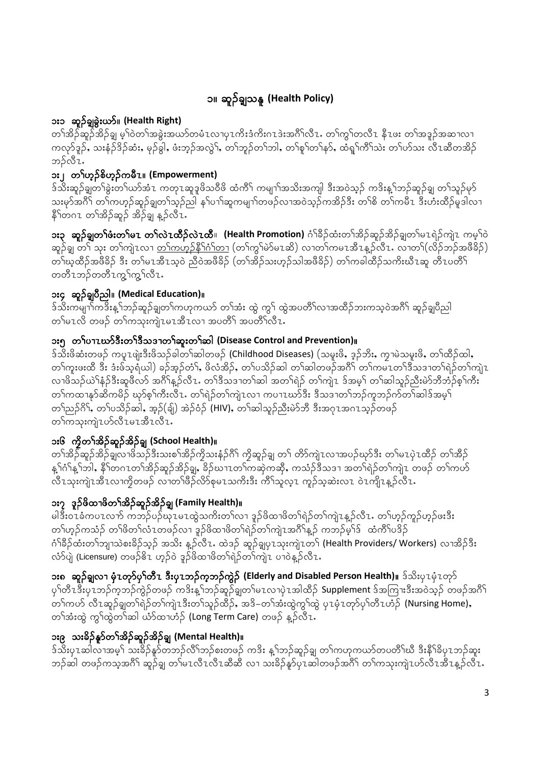## ၁။ ဆူဉ်ချ့သနူ (Health Policy)

### ၁း၁ ဆူဉ်ချ့ခွဲးယာ်။ (Health Right)

တၢ်အိဉ်ဆူဉ်အိဉ်ချ့ မ့ၢ်ဝဲတၢ်အခွဲးအယာ်တမံၤလၢပှၤကိးဒံကိးဂၤဒဲးအဂီၢ်လီၤ. တၢ်ကွၢ်တလီၤ နီၤဖး တၢ်အဒူဉ်အဆၢလၢ ကလုာ်ဒူဉ်, သးနံဉ်ဒိဉ်ဆံး, မုဉ်ခွါ, ဖံးဘ့ဉ်အလွဲၢ်, တၢ်ဘူဉ်တၢ်ဘါ, တၢ်စူၢ်တၢ်နာ်, ထံရှၢ်ကီၢ်သဲး တၢ်ဟ်သး လီၤဆီတအိဉ်ဘဉ်လီၤ.

### ၁း၂ တၢ်ဟ့ဉ်စိဟ့ဉ်ကမီၤ။ (Empowerment)

ဒ်သိးဆူဉ်ချ့တၢ်ခွဲးတၢ်ယာ်အံၤ ကတုၤဆူဒုဖိသဝီဖိ ထံကီၢ် ကမျၢ်အသိးအကျါ ဒီးအဝဲသ့ဉ် ကဒိးန့ၢ်ဘဉ်ဆူဉ်ချ့ တၢ်သူဉ်မုာ် သးမုာ်အဂီၢ် တၢ်ကဟ့ဉ်ဆူဉ်ချ့တၢ်သ့ဉ်ညါ နၢ်ပၢၢ်ဆူကမျၢ်တဖဉ်လၢအဝဲသ့ဉ်ကအိဉ်ဒီး တၢ်စိ တၢ်ကမီၤ ဒီးဟံးထိဉ်မူဒါလၢ နီၢ်တဂၤ တၢ်အိဉ်ဆူဉ် အိဉ်ချ့ န့ဉ်လီၤ.

### ၁း၃ ဆူဉ်ချ့တၢ်ဖံးတၢ်မၤ တၢ်လဲၤထီဉ်လဲၤထီ။ (Health Promotion)

ဂံၢ်ခိဉ်ထံးတၢ်အိဉ်ဆူဉ်အိဉ်ချ့တၢ်မၤရဲဉ်ကျဲၤ ကမ့ၢ်ဝဲ ဆူဉ်ချ့ တၢ် သုး တၢ်ကျဲၤလၢ <u>တၢ်ကဟ့ဉ်နီၢ်ဂံၢ်တ</u>ၢ (တၢ်ကွၢ်မဲာ်မၤဆါ) လၢတၢ်ကမၤအီၤန့ဉ်လီၤ. လၢတၢ်(လိဉ်ဘဉ်အဖီခိဉ်) တၢ်ဃ့ထီဉ်အဖီခိဉ် ဒီး တၢ်မၤအီၤသ့ဝဲ ညီဝဲအဖီခိဉ် (တၢ်အိဉ်သးဟ့ဉ်သါအဖီခိဉ်) တၢ်ကခါထိဉ်သကိးဃီၤဆူ တီၤပတီၢ် တတီၤဘဉ်တတီၤကွ့ၢ်ကွ့ၢ်လီၤ.

### ၁း၄ ဆူဉ်ချ့ပီညါ။ (Medical Education)။

ဒ်သိးကမျၢ်ကဒိးန့ၢ်ဘဉ်ဆူဉ်ချ့တၢ်ကဟုကယာ် တၢ်အံး ထွဲ ကွၢ် ထွဲအပတီၢ်လၢအထိဉ်ဘးကသ့ဝဲအဂီၢ် ဆူဉ်ချ့ပီညါ တၢ်မၤလိ တဖဉ် တၢ်ကသုးကျဲၤမၤအီၤလၢ အပတီၢ် အပတီၢ်လီၤ.

### ၁း၅ တၢ်ပၢၤဃာ်ဒီးတၢ်ဒီသဒၢတၢ်ဆူးတၢ်ဆါ (Disease Control and Prevention)။

ဒ်သိးဖိဆံးတဖဉ် ကပူၤဖျဲးဒီးဖိသဉ်ခါတၢ်ဆါတဖဉ် (Childhood Diseases) (သမူးဖိ, ဒ့ဉ်ဘိး, ကျၢမဲသမူးဖိ, တၢ်ထိဉ်ထါ, တၢ်ကူးဖးထီ ဒီး ဒံးဖဲသ့ရံယါ) ခဉ်အ့ဉ်တံၢ်, ဖိလံအိဉ်, တၢ်ပသိဉ်ဆါ တၢ်ဆါတဖဉ်အဂီၢ် တၢ်ကမၤတၢ်ဒီသဒၢတၢ်ရဲဉ်တၢ်ကျဲၤ လၢဖိသဉ်ယဲၢ်နံဉ်ဒီးဆူဖိလာ် အဂီၢ်နှဉ်လီၤ. တၢ်ဒီသဒၢတၢ်ဆါ အတၢ်ရဲဉ် တၢ်ကျဲၤ ဒ်အမ့ၢ် တၢ်ဆါသူဉ်ညီးမဲာ်ဘီဘံဉ်စ့ၢ်ကီး တၢ်ကထၢနာ်ဆိကမိဉ် ဃုာ်စ့ၢ်ကီးလီၤ. တၢ်ရဲဉ်တၢ်ကျဲၤလၢ ကပၢၤဃာ်ဒီး ဒီသဒၢတၢ်ဘဉ်ကူဘဉ်က်တၢ်ဆါဒ်အမ့ၢ် တၢ်ညဉ်ဂိၢ်, တၢ်ပသိဉ်ဆါ, အ့ဉ်(ချ်) အဲဉ်ဝံဉ် (HIV), တၢ်ဆါသူဉ်ညီးမဲာ်ဘီ ဒီးအဂုၤအဂၤသ့ဉ်တဖဉ် တၢ်ကသုးကျဲၤဟ်လီၤမၤအီၤလီၤ.

### ၁း၆ ကိုတၢ်အိဉ်ဆူဉ်အိဉ်ချ့ (School Health)။

တၢ်အိဉ်ဆူဉ်အိဉ်ချ့လၢဖိသဉ်ဒီးသးစၢ်အိဉ်ကိုသးနံဉ်ဂီၢ် ကိုဆူဉ်ချ့ တၢ် တိာ်ကျဲၤလၢအပဉ်ဃုာ်ဒီး တၢ်မၤပှဲၤထိဉ် တၢ်အိဉ်နှ့ၢ်ဂံၢ်နှ့ၢ်ဘါ, နီၢ်တဂၤတၢ်အိဉ်ဆူဉ်အိဉ်ချ့, ခိဉ်ဃၢၤတၢ်ကဆဲှကဆို, ကသံဉ်ဒီသဒၢ အတၢ်ရဲဉ်တၢ်ကျဲၤ တဖဉ် တၢ်ကဟ် လီၤသုးကျဲၤအီၤလၢကိုတဖဉ် လၢတၢ်ဖိဉ်လိာ်စုမၤသကိးဒီး ကီၢ်သူလ့ၤ ကူဉ်သ့ဆဲးလၤ ဝဲၤကျိၤန့ဉ်လီၤ.

### ၁း၇ ဒူဉ်ဖိထၢဖိတၢ်အိဉ်ဆူဉ်အိဉ်ချ့ (Family Health)။

မါဒီးဝၤခံကပၤလၢာ် ကဘဉ်ပဉ်ဃုၤမၤထွဲသကိးတၢ်လၢ ဒူဉ်ဖိထၢဖိတၢ်ရဲဉ်တၢ်ကျဲၤန့ဉ်လီၤ. တၢ်ဟ့ဉ်ကူဉ်ဟ့ဉ်ဖးဒီး တၢ်ဟ့ဉ်ကသံဉ် တၢ်ဖိတၢ်လံၤတဖဉ်လၢ ဒူဉ်ဖိထၢဖိတၢ်ရဲဉ်တၢ်ကျဲၤအဂီၢ်နဉ် ကဘဉ်မ့ၢ်ဒ် ထံကီၢ်ပဒိဉ် ဂံၢ်ခိဉ်ထံးတၢ်ဘျၢသဲစးခိဉ်သ့ဉ် အသိး နှဉ်လီၤ. ထဲဒဉ် ဆူဉ်ချ့ပှၤသုးကျဲၤတၢ် (Health Providers/ Workers) လၢအိဉ်ဒီး လံာ်ပျဲ (Licensure) တဖဉ်ဓိၤ ဟ့ဉ်ဝဲ ဒူဉ်ဖိထၢဖိတၢ်ရဲဉ်တၢ်ကျဲၤ ပၢဝဲန့ဉ်လီၤ.

### ၁း၈ ဆူဉ်ချ့လၢ မုံၤတ့ာ်ပှၢ်တီၤ ဒီးပှၤဘဉ်က့ဘဉ်ကွဲဉ် (Elderly and Disabled Person Health)။

ဒ်သိးပှၤမုံၤတ့ာ်ပှၢ်တီၤဒီးပှၤဘဉ်က့ဘဉ်ကွဲဉ်တဖဉ် ကဒိးန့ၢ်ဘဉ်ဆူဉ်ချ့တၢ်မၤလၢပှဲၤအါထိဉ် Supplement ဒ်အကြၢးဒီးအဝဲသ့ဉ် တဖဉ်အဂီၢ် တၢ်ကဟ် လီၤဆူဉ်ချ့တၢ်ရဲဉ်တၢ်ကျဲၤဒီးတၢ်သူဉ်ထိဉ်, အဒိ–တၢ်အံးထွဲကွၢ်ထွဲ ပှၤမုံၤတ့ာ်ပှၢ်တီၤဟံဉ် (Nursing Home), တၢ်အံးထွဲ ကွၢ်ထွဲတၢ်ဆါ ယံာ်ထၢဟံဉ် (Long Term Care) တဖဉ် နှဉ်လီၤ.

### ၁း၉ သးခိဉ်နှာ်တၢ်အိဉ်ဆူဉ်အိဉ်ချ့ (Mental Health)။

ဒ်သိးပှၤဆါလၢအမ့ၢ် သးခိဉ်နှာ်တဘဉ်လိၢ်ဘဉ်စးတဖဉ် ကဒိး နှ့ၢ်ဘဉ်ဆူဉ်ချ့ တၢ်ကဟုကယာ်တပတီၢ်ဃီ ဒီးနီၢ်ခိပှၤဘဉ်ဆူး ဘဉ်ဆါ တဖဉ်ကသ့အဂီၢ် ဆူဉ်ချ့ တၢ်မၤလီၤလီၤဆီဆီ လၢ သးခိဉ်နှာ်ပှၤဆါတဖဉ်အဂီၢ် တၢ်ကသုးကျဲၤဟ်လီၤအီၤနှဉ်လီၤ.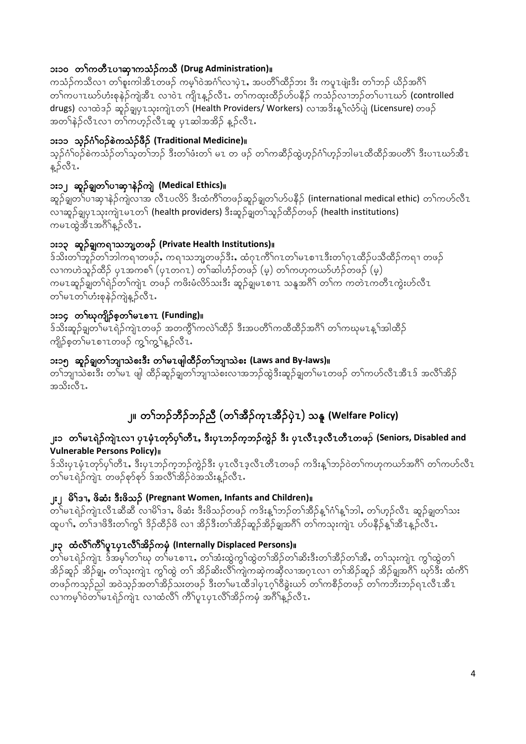### ၁း၁၀ တၢ်ကတီၤပၢဆှၢကသံၣ်ကသီ (Drug Administration)။

ကသံၣ်ကသီလၢ တၢ်စူးကါအီၤတဖၣ် ကမ့ၢ်ဝဲအဂံၢ်လၢပှဲၤ, အပတိၢ်ထိၣ်ဘး ဒီး ကပူၤဖျဲးဒီး တၢ်ဘၣ် ယိၣ်အဂီၢ် တၢ်ကပၢၤဃာ်ဟံးစုနဲၣ်ကျဲအီၤ လၢဝဲၤ ကိုၤန့ၣ်လီၤ. တၢ်ကထုးထိၣ်ဟ်ပနီၣ် ကသံၣ်လၢဘၣ်တၢ်ပၢၤဃာ် (controlled drugs) လၢထဲဒၣ် ဆူၣ်ချ့ပှၤသူးကျဲၤတၢ် (Health Providers/ Workers) လၢအဒိးန့ၢ်လံာ်ပျဲ (Licensure) တဖၣ် အတၢ်နဲၣ်လီၤလၢ တၢ်ကဟ့ၣ်လီၤဆူ ပှၤဆါအအိၣ် န့ၣ်လီၤ.

### ၁း၁၁ သ့ၣ်ဂံၢ်ဝၣ်စဲကသံၣ်ဖိၣ် (Traditional Medicine)။

သ့ၣ်ဂံၢ်ဝၣ်စဲကသံၣ်တၢ်သ့တၢ်ဘၣ် ဒီးတၢ်ဖံးတၢ် မၤ တ ဖၣ် တၢ်ကဆိၣ်ထွဲဟ့ၣ်ဂံၢ်ဟ့ၣ်ဘါမၤထီထိၣ်အပတိၢ် ဒီးပၢၤဃာ်အီၤ န့ၣ်လီၤ.

### ၁း၁၂ ဆူၣ်ချ့တၢ်ပၢဆှၢနဲၣ်ကျဲ (Medical Ethics)။

ဆူၣ်ချ့တၢ်ပၢဆှၢနဲၣ်ကျဲလၢအ လီၤပလိာ် ဒီးထံကိၢ်တဖၣ်ဆူၣ်ချ့တၢ်ဟ်ပနီၣ် (international medical ethic) တၢ်ကဟ်လီၤ လၢဆူၣ်ချ့ပှၤသူးကျဲၤမၤတၢ် (health providers) ဒီးဆူၣ်ချ့တၢ်သူၣ်ထိၣ်တဖၣ် (health institutions) ကမၤထွဲအီၤအဂီၢ်န့ၣ်လီၤ.

### ၁း၁၃ ဆူၣ်ချ့ကရၢသဘျ့တဖၣ် (Private Health Institutions)။

ဒ်သိးတၢ်ဘှၣ်တၢ်ဘါကရၢတဖၣ်, ကရၢသဘျ့တဖၣ်ဒီး, ထံဂုၤကိၢ်ဂၢၤတၢ်မၤစၢၤဒီးတၢ်ဂုၤထိၣ်ပသိထိၣ်ကရၢ တဖၣ် လၢကဟဲသူၣ်ထိၣ် ပှၤအကစၢ် (ပှၤတဂၤ) တၢ်ဆါဟံၣ်တဖၣ် (မ့) တၢ်ကဟုကယာ်ဟံၣ်တဖၣ် (မ့) ကမၤဆူၣ်ချ့တၢ်ရဲၣ်တၢ်ကျဲၤ တဖၣ် ကဖိးမံလိာ်သးဒီး ဆူၣ်ချ့မၤစၢၤ သန့အဂီၢ် တၢ်က ကတဲၤကတီၤကွဲးဟ်လီၤ တၢ်မၤတၢ်ဟံးစုနဲၣ်ကျဲန့ၣ်လီၤ.

### ၁း၁၄ တၢ်ဃုကျိၣ်စ့တၢ်မၤစၢၤ (Funding)။

ဒ်သိးဆူၣ်ချ့တၢ်မၤရဲၣ်ကျဲၤတဖၣ် အတကွိၢ်ကလဲၢ်ထိၣ် ဒီးအပတိၢ်ကထီထိၣ်အဂီၢ် တၢ်ကဃုမၤန့ၢ်အါထိၣ် ကျိၣ်စ့တၢ်မၤစၢၤတဖၣ် ကွ့ၢ်ကွ့ၢ်န့ၣ်လီၤ.

### ၁း၁၅ ဆူၣ်ချ့တၢ်ဘျၢသဲစးဒီး တၢ်မၤဖျါထိၣ်တၢ်ဘျၢသဲစး (Laws and By-laws)။

တၢ်ဘျၢသဲစးဒီး တၢ်မၤ ဖျါ ထိၣ်ဆူၣ်ချ့တၢ်ဘျၢသဲစးလၢအဘၣ်ထွဲဒီးဆူၣ်ချ့တၢ်မၤတဖၣ် တၢ်ကဟ်လီၤအီၤဒ် အလီၢ်အိၣ် အသိးလီၤ.

## ၂။ တၢ်ဘၣ်ဘီၣ်ဘၣ်ညီ (တၢ်အီၣ်ကုၤအီၣ်ပှဲၤ) သနူ (Welfare Policy)

### ၂း၁ တၢ်မၤရဲၣ်ကျဲၤလၢ ပှၤမံၤတှာ်ပှၢ်တီၤ, ဒီးပှၤဘၣ်က့ဘၣ်ကွဲၣ် ဒီး ပှၤလီၤဒ့လီၤတီၤတဖၣ် (Seniors, Disabled and Vulnerable Persons Policy)။

ဒ်သိးပှၤမံၤတှာ်ပှၢ်တီၤ, ဒီးပှၤဘၣ်က့ဘၣ်ကွဲၣ်ဒီး ပှၤလီၤဒ့လီၤတီၤတဖၣ် ကဒိးန့ၢ်ဘၣ်ဝဲတၢ်ကဟုကယာ်အဂီၢ် တၢ်ကဟ်လီၤ တၢ်မၤရဲၣ်ကျဲၤ တဖၣ်စှာ်စှာ် ဒ်အလီၢ်အိၣ်ဝဲအသိးန့ၣ်လီၤ.

### ၂း၂ မိၢ်ဒၢ, ဖိဆံး ဒီးဖိသၣ် (Pregnant Women, Infants and Children)။

တၢ်မၤရဲၣ်ကျဲၤလီၤဆီဆီ လၢမိၢ်ဒၢ, ဖိဆံး ဒီးဖိသၣ်တဖၣ် ကဒိးန့ၢ်ဘၣ်တၢ်အိၣ်န့ၢ်ဂံၢ်န့ၢ်ဘါ, တၢ်ဟ့ၣ်လီၤ ဆူၣ်ချ့တၢ်သး ထုပၢၢ်, တၢ်ဒၢဖိဒီးတၢ်ကွၢ် ဒိၣ်ထိၣ်ဖိ လၢ အိၣ်ဒီးတၢ်အိၣ်ဆူၣ်အိၣ်ချ့အဂီၢ် တၢ်ကသူးကျဲၤ ဟ်ပနီၣ်န့ၢ်အီၤန့ၣ်လီၤ.

### ၂း၃ ထံလီၢ်ကီၢ်ပူၤပှၤလီၢ်အိၣ်ကမံ (Internally Displaced Persons)။

တၢ်မၤရဲၣ်ကျဲၤ ဒ်အမ့ၢ်တၢ်ဃု တၢ်မၤစၢၤ, တၢ်အံးထွဲကွၢ်ထွဲတၢ်အိၣ်တၢ်ဆီးဒီးတၢ်အိၣ်တၢ်အီ, တၢ်သူးကျဲၤ ကွၢ်ထွဲတၢ် အိၣ်ဆူၣ် အိၣ်ချ့, တၢ်သူးကျဲၤ ကွၢ်ထွဲ တၢ် အိၣ်ဆိးလီၢ်ကျဲကဆဲကဆိုလၢအဂ့ၤလၢ တၢ်အိၣ်ဆူၣ် အိၣ်ချ့အဂီၢ် ဃုာ်ဒီး ထံကိၢ် တဖၣ်ကသ့ၣ်ညါ အဝဲသ့ၣ်အတၢ်အိၣ်သးတဖၣ် ဒီးတၢ်မၤထီဒါပှၤဂ့ၢ်ဝီခွဲးယာ် တၢ်ကစိၣ်တဖၣ် တၢ်ကဘိးဘၣ်ရၤလီၤအီၤ လၢကမ့ၢ်ဝဲတၢ်မၤရဲၣ်ကျဲၤ လၢထံလီၢ် ကီၢ်ပူၤပှၤလီၢ်အိၣ်ကမံ အဂီၢ်န့ၣ်လီၤ.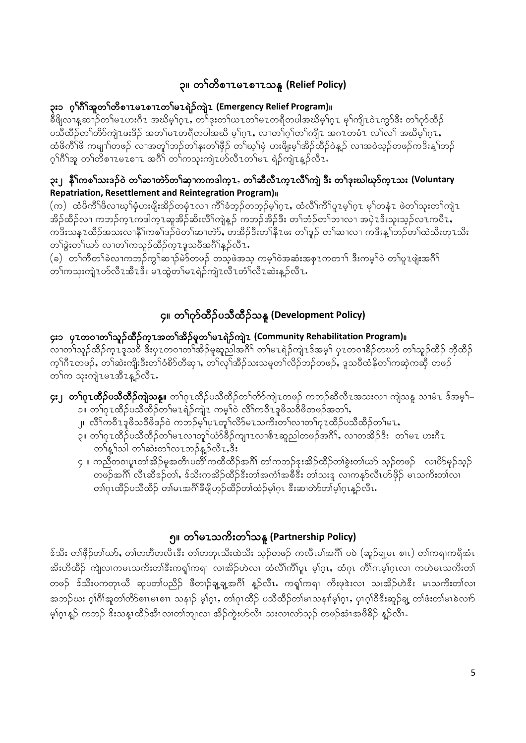## ၃။ တၢ်တိစၢၤမၤစၢၤသနူ (Relief Policy)

### ၃း၁ ဂ့ၢ်ဂီၢ်အူတၢ်တိစၢၤမၤစၢၤတၢ်မၤရဲဉ်ကျဲၤ (Emergency Relief Program)။

ခီဖျိလၢန့ဆၢဉ်တၢ်မၤဟးဂီၤ အဃိမ့ၢ်ဂ့ၤ, တၢ်ဒုးတၢ်ယၤတၢ်မၤတရီတပါအဃိမ့ၢ်ဂ့ၤ မ့ၢ်ကျိၤဝဲၤကွာ်ဒီး တၢ်ဂ့ာ်ထိဉ်ပသိထိဉ်တၢ်တိာ်ကျဲၤဖးဒိဉ် အတၢ်မၤတရီတပါအဃိ မ့ၢ်ဂ့ၤ, လၢတၢ်ဂ့ၢ်တၢ်ကျိၤ အဂၤတမံၤ လၢ်လၢ် အဃိမ့ၢ်ဂ့ၤ, ထံဖိကီၢ်ဖိ ကမျၢၢ်တဖဉ် လၢအတူၢ်ဘဉ်တၢ်နးတၢ်ဖှိဉ် တၢ်ဃ့ၢ်မံ ဟးဖျိးမ့ၢ်အိဉ်ထိဉ်ဝဲန့ဉ် လၢအဝဲသ့ဉ်တဖဉ်ကဒိးန့ၢ်ဘဉ် ဂ့ၢ်ဂီၢ်အူ တၢ်တိစၢၤမၤစၢၤ အဂီၢ် တၢ်ကသုးကျဲၤဟ်လီၤတၢ်မၤ ရဲဉ်ကျဲၤန့ဉ်လီၤ.

### ၃း၂ နီၢ်ကစၢ်သးဒဉ်ဝဲ တၢ်ဆၢတဲာ်တၢ်ဆ့ၢကကဒါက့ၤ, တၢ်ဆီလီၤက့ၤလီၢ်ကျဲ ဒီး တၢ်ဒုးဃါဃုာ်က့ၤသး (Voluntary Repatriation, Resettlement and Reintegration Program)။

(က) ထံဖိကီၢ်ဖိလၢဃ့ၢ်မံဟးဖျိးအိဉ်တမံၤလၢ ကီၢ်ခံဘ့ဉ်တဘ့ဉ်မ့ၢ်ဂ့ၤ, ထံလီၢ်ကီၢ်ပူၤမ့ၢ်ဂ့ၤ မ့ၢ်တနံၤ ဖဲတၢ်သုးတၢ်ကျဲၤအိဉ်ထိဉ်လၢ ကဘဉ်က့ၤကဒါက့ၤဆူအိဉ်ဆိးလီၢ်ကျဲန့ဉ် ကဘဉ်အိဉ်ဒီး တၢ်ဘံဉ်တၢ်ဘၢလၢ အပှဲၤဒီးသူးသ့ဉ်လၤကပီၤ, ကဒိးသနၤထိဉ်အသးလၢနီၢ်ကစၢ်ဒဉ်ဝဲတၢ်ဆၢတဲာ်, တအိဉ်ဒီးတၢ်နီၤဖး တၢ်ဒူဉ် တၢ်ဆၢလၢ ကဒိးန့ၢ်ဘဉ်တၢ်ထဲသိးတုၤသိး တၢ်ခွဲးတၢ်ယာ် လၢတၢ်ကသူဉ်ထိဉ်က့ၤဒုသဝီအဂီၢ်န့ဉ်လီၤ.

(ခ) တၢ်ကီတၢ်ခဲလၢကဘဉ်ကွ်ၢဆၢဉ်မဲာ်တဖဉ် တသ့ဖဲအသ့ ကမ့ၢ်ဝဲအဆံးအစှၤကတၢၢ် ဒီးကမ့ၢ်ဝဲ တၢ်ပူၤဖျဲးအဂီၢ် တၢ်ကသုးကျဲၤဟ်လီၤအီၤဒီး မၤထွဲတၢ်မၤရဲဉ်ကျဲၤလီၤတံၢ်လီၤဆဲးန့ဉ်လီၤ.

## ၄။ တၢ်ဂ့ာ်ထိဉ်ပသိထိဉ်သနူ (Development Policy)

### ၄း၁ ပှၤတဝၢတၢ်သူဉ်ထိဉ်က့ၤအတၢ်အိဉ်မူတၢ်မၤရဲဉ်ကျဲၤ (Community Rehabilitation Program)။

လၢတၢ်သူဉ်ထိဉ်က့ၤဒုသဝီ ဒီးပှၤတဝၢတၢ်အိဉ်မူဆူညါအဂီၢ် တၢ်မၤရဲဉ်ကျဲၤဒ်အမ့ၢ် ပှၤတဝၢခိဉ်တဃာ် တၢ်သူဉ်ထိဉ် ဘှီထိဉ်က့ၢ်ဂီၤတဖဉ်, တၢ်ဆဲးကျိးဒီးတၢ်ဝံစိာ်တီဆှၢ, တၢ်လုၢ်အိဉ်သးသမူတၢ်လိဉ်ဘဉ်တဖဉ်, ဒုသဝီထံနိတၢ်ကဆဲ့ကဆို တဖဉ် တၢ်က သုးကျဲၤမၤအီၤန့ဉ်လီၤ.

**၄း၂ တၢ်ဂုၤထိဉ်ပသိထိဉ်ကျဲသနူ။** တၢ်ဂုၤထိဉ်ပသိထိဉ်တၢ်တိာ်ကျဲၤတဖဉ် ကဘဉ်ဆီလီၤအသးလၢ ကျဲသနူ သၢမံၤ ဒ်အမ့ၢ်–

၁။ တၢ်ဂုၤထိဉ်ပသိထိဉ်တၢ်မၤရဲဉ်ကျဲၤ ကမ့ၢ်ဝဲ လီၢ်ကဝီၤဒုဖိသဝီဖိတဖဉ်အတၢ်,

၂။ လီၢ်ကဝီၤဒုဖိသဝီဖိဒဉ်ဝဲ ကဘဉ်မ့ၢ်ပှၤတူၢ်လိာ်မၤသကိးတၢ်လၢတၢ်ဂုၤထိဉ်ပသိထိဉ်တၢ်မၤ,

၃။ တၢ်ဂုၤထိဉ်ပသိထိဉ်တၢ်မၤလၢတူၢ်ယံာ်ခိဉ်ကျၢၤလၢစိၤဆူညါတဖဉ်အဂီၢ်, လၢတအိဉ်ဒီး တၢ်မၤ ဟးဂီၤတၢ်နှ့ၢ်သါ တၢ်ဆဲးတၢ်လၤဘဉ်န့ဉ်လီၤ,ဒီး

၄ ။ ကညီတဝၢပူၤတၢ်အိဉ်မူအတီၤပတီၢ်ကထိထိဉ်အဂီၢ် တၢ်ကဘဉ်ဒုးအိဉ်ထိဉ်တၢ်ခွဲးတၢ်ယာ် သ့ဉ်တဖဉ် လၢပိာ်မုဉ်သ့ဉ်တဖဉ်အဂီၢ် လီၤဆီဒဉ်တၢ်, ဒ်သိးကအိဉ်ထိဉ်ဒီးတၢ်အကၢ်အစီဒီး တၢ်သးဒူ လၢကနာ်လီၤဟ်ဖှိဉ် မၤသကိးတၢ်လၢ တၢ်ဂုၤထိဉ်ပသိထိဉ် တၢ်မၤအဂီၢ်ခီဖျိဟ့ဉ်ထိဉ်တၢ်ထံဉ်မ့ၢ်ဂ့ၤ ဒီးဆၢတဲာ်တၢ်မ့ၢ်ဂ့ၤန့ဉ်လီၤ.

## ၅။ တၢ်မၤသကိးတၢ်သနူ (Partnership Policy)

ဒ်သိး တၢ်ဖှိဉ်တၢ်ယာ်, တၢ်တတီတလိၤဒီး တၢ်တတုၤသိးထဲသိး သ့ဉ်တဖဉ် ကလီၤမၢ်အဂီၢ် ပဝဲ (ဆူဉ်ချ့မၤ စၢၤ) တၢ်ကရၢကရိအံၤ အီးဟိထိဉ် ကျဲလၢကမၤသကိးတၢ်ဒီးကရၢ်ကရၢ လၢအိဉ်ဟဲလၢ ထံလီၢ်ကီၢ်ပူၤ မ့ၢ်ဂ့ၤ, ထံဂုၤ ကီၢ်ဂၤမ့ၢ်ဂ့ၤလၢ ကဟဲမၤသကိးတၢ်တဖဉ် ဒ်သိးပကတုၤဃီ ဆူပတၢ်ပညိဉ် ဖိတၢဉ်ချ့ချ့အဂီၢ် န့ဉ်လီၤ. ကရၢ်ကရၢ ကီးဖုဒဲးလၢ သးအိဉ်ဟဲဒီး မၤသကိးတၢ်လၢ အဘဉ်ဃး ဂ့ၢ်ဂီၢ်အူတၢ်တိာ်စၢၤမၤစၢၤ သနၢဉ် မ့ၢ်ဂ့ၤ, တၢ်ဂုၤထိဉ် ပသိထိဉ်တၢ်မၤသနၢၢ်မ့ၢ်ဂ့ၤ, ပှၤဂ့ၢ်ဝီဒီးဆူဉ်ချ့ တၢ်ဖံးတၢ်မၤခဲလၢာ် မ့ၢ်ဂ့ၤန့ဉ် ကဘဉ် ဒီးသနူထိဉ်အီၤလၢတၢ်ဘျၢလၢ အိဉ်ကွဲးဟ်လီၤ သးလၢလာ်သ့ဉ် တဖဉ်အံၤအဖီခိဉ် န့ဉ်လီၤ.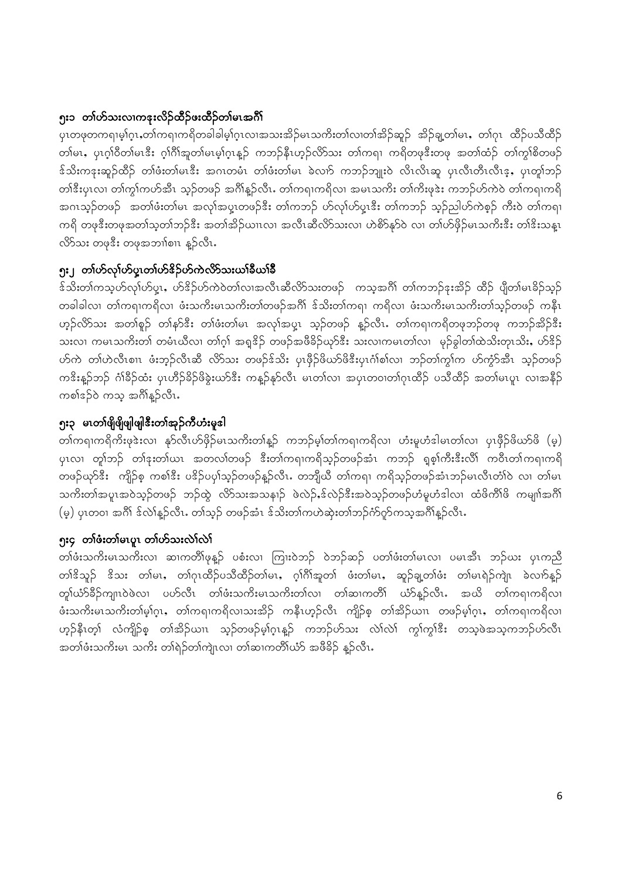## ၅း၁ တၢ်ဟ်သးလၢကနးလိဉ်ထီဉ်ဖးထီဉ်တၢ်မၤအဂီၢ်

ပှၤတဖုတကရၢမ့ၢ်ဂ့ၤ,တၢ်ကရၢကရိတခါခါမ့ၢ်ဂ့ၤလၢအသးအိဉ်မၤသကိးတၢ်လၢတၢ်အိဉ်ဆူဉ် အိဉ်ချ့တၢ်မၤ, တၢ်ဂ့ၤ ထိဉ်ပသီထိဉ် တၢ်မၤ, ပှၤဂ့ၢ်ဝီတၢ်မၤဒီး ဂ့ၢ်ဂီၢ်အူတၢ်မၤမ့ၢ်ဂ့ၤန့ဉ် ကဘဉ်နီၤဟ့ဉ်လိာ်သး တၢ်ကရၢ ကရိတဖုဒီးတဖု အတၢ်ထံဉ် တၢ်ကွၢ်စိတဖဉ် ဒ်သိးကနးဆူဉ်ထီဉ် တၢ်ဖံးတၢ်မၤဒီး အဂၤတမံၤ တၢ်ဖံးတၢ်မၤ ခဲလၢာ် ကဘဉ်ဘျုးဝဲ လီၤလီၤဆူ ပှၤလီၤတံၢ်လီၤဒ့, ပှၤတူၢ်ဘဉ် တၢ်ဒီးပှၤလၢ တၢ်ကွၢ်ကဟ်အီၤ သ့ဉ်တဖဉ် အဂီၢ်န့ဉ်လီၤ. တၢ်ကရၢကရိလၢ အမၤသကိး တၢ်ကိးဖုဒဲး ကဘဉ်ဟ်ကဲဝဲ တၢ်ကရၢကရိ အဂၤသ့ဉ်တဖဉ် အတၢ်ဖံးတၢ်မၤ အလုၢ်အပှ့ၤတဖဉ်ဒီး တၢ်ကဘဉ် ဟ်လုၢ်ဟ်ပှ့ၤဒီး တၢ်ကဘဉ် သ့ဉ်ညါဟ်ကဲစ့ဉ် ကီးဝဲ တၢ်ကရၢ ကရိ တဖုဒီးတဖုအတၢ်သ့တၢ်ဘဉ်ဒီး အတၢ်အိဉ်ယၢၤလၢ အလီၤဆီလိာ်သးလၢ ဟဲစိာ်နှာ်ဝဲ လၢ တၢ်ဟ်ဖိုဉ်မၤသကိးဒီး တၢ်ဒိးသန့ၤ လိာ်သး တဖုဒီး တဖုအဘၢါစၢၤ န့ဉ်လီၤ.

## ၅း၂ တၢ်ဟ်လုၢ်ဟ်ပှ့ၤတၢ်ဟ်ဒိဉ်ဟ်ကဲလိာ်သးယၢ်ခီယၢ်ခီ

ဒ်သိးတၢ်ကသ့ဟ်လုၢ်ဟ်ပှ့ၤ, ဟ်ဒိဉ်ဟ်ကဲဝဲတၢ်လၢအလီၤဆီလိာ်သးတဖဉ် ကသ့အဂီၢ် တၢ်ကဘဉ်ဒုးအိဉ် ထိဉ် ပျီတၢ်မၤခိဉ်သ့ဉ် တခါခါလၢ တၢ်ကရၢကရိလၢ ဖံးသကိးမၤသကိးတၢ်တဖဉ်အဂီၢ် ဒ်သိးတၢ်ကရၢ ကရိလၢ ဖံးသကိးမၤသကိးတၢ်သ့ဉ်တဖဉ် ကနီၤ ဟ့ဉ်လိာ်သး အတၢ်စူဉ် တၢ်နာ်ဒီး တၢ်ဖံးတၢ်မၤ အလုၢ်အပှ့ၤ သ့ဉ်တဖဉ် န့ဉ်လီၤ. တၢ်ကရၢကရိတဖုဘဉ်တဖု ကဘဉ်အိဉ်ဒီး သးလၢ ကမၤသကိးတၢ် တမံၤယီလၢ တၢ်ဂ့ၢ် အရှၤဒိဉ် တဖဉ်အဖီခိဉ်ယှာ်ဒီး သးလၢကမၤတၢ်လၢ မ့ဉ်ခွါတၢ်ထဲသိးတုၤသိး, ဟ်ဒိဉ် ဟ်ကဲ တၢ်ဟဲလီၤစၢၤ ဖံးဘ့ဉ်လီၤဆီ လိာ်သး တဖဉ်ဒ်သိး ပှၤဖိုဉ်ဖိယာ်ဖိဒီးပှၤဂံၢ်စၢ်လၢ ဘဉ်တၢ်ကွၢ်က ဟ်ကွံာ်အီၤ သ့ဉ်တဖဉ် ကဒိးန့ဉ်ဘဉ် ဂံၢ်ခိဉ်ထံး ပှၤဟီဉ်ခိဉ်ဖိခွဲးယာ်ဒီး ကန့ဉ်နှာ်လီၤ မၤတၢ်လၢ အပှၤတဝၢတၢ်ဂ့ၤထိဉ် ပသီထိဉ် အတၢ်မၤပူၤ လၢအနိဉ် ကစၢ်ဒဉ်ဝဲ ကသ့ အဂီၢ်န့ဉ်လီၤ.

## ၅း၃ မၤတၢ်ဖိုဖိုဖျါဒီးတၢ်အုဉ်ကီဟံးမူဒါ

တၢ်ကရၢကရိကိးဖုဒဲးလၢ နဉ်လီၤဟ်ဖိုဉ်မၤသကိးတၢ်န့ဉ် ကဘဉ်မ့ၢ်တၢ်ကရၢကရိလၢ ဟံးမူဟံးဒါမၤတၢ်လၢ ပှၤဖိုဉ်ဖိယာ်ဖိ (မ့) ပှၤလၢ တူၢ်ဘဉ် တၢ်ဒုးတၢ်ယၢ အတလၢ်တဖဉ် ဒီးတၢ်ကရၢကရိသ့ဉ်တဖဉ်အံၤ ကဘဉ် ရှစ့ၢ်ကီးဒီးလီၢ် ကပီၤတၢ်ကရၢကရိ တဖဉ်ယှာ်ဒီး ကျိဉ်စ့ ကစၢ်ဒီး ပဒိဉ်ပပှၢ်သ့ဉ်တဖဉ်န့ဉ်လီၤ. တဘျီယီ တၢ်ကရၢ ကရိသ့ဉ်တဖဉ်အံၤဘဉ်မၤလီၤတံၢ်ဝဲ လၢ တၢ်မၤ သကိးတၢ်အပူၤအဝဲသ့ဉ်တဖဉ် ဘဉ်ထွဲ လိာ်သးအသနၢ်ဉ် ဖဲလဲဉ်,ဒ်လဲဉ်ဒီးအဝဲသ့ဉ်တဖဉ်ဟံးမူဟံးဒါလၢ ထံဖိကီၢ်ဖိ ကမျၢၢ်အဂီၢ် (မ့) ပှၤတဝၢ အဂီၢ် ဒ်လဲၢ်န့ဉ်လီၤ. တၢ်သ့ဉ် တဖဉ်အံၤ ဒ်သိးတၢ်ကဟဲဆုံးတၢ်ဘဉ်ဂံာ်ဂုာ်ကသ့အဂီၢ်န့ဉ်လီၤ.

## ၅း၄ တၢ်ဖံးတၢ်မၤပူၤ တၢ်ဟ်သးလဲၢ်လဲၢ်

တၢ်ဖံးသကိးမၤသကိးလၢ ဆၢကတီၢ်ဖုန့ဉ် ပစံးလၢ ကြၢးဝဲဘဉ် ဝဲဘဉ်ဆဉ် ပတၢ်ဖံးတၢ်မၤလၢ ပမၤအီၤ ဘဉ်ဃး ပှၤကညီ တၢ်ဒိသူဉ် ဒိသး တၢ်မၤ, တၢ်ဂ့ၤထိဉ်ပသီထိဉ်တၢ်မၤ, ဂ့ၢ်ဂီၢ်အူတၢ် ဖံးတၢ်မၤ, ဆူဉ်ချ့တၢ်ဖံး တၢ်မၤရဲဉ်ကျဲၤ ခဲလၢာ်န့ဉ် တူၢ်ယံာ်ခိဉ်ကျၢၤဝဲဖဲလၢ ပဟ်လီၤ တၢ်ဖံးသကိးမၤသကိးတၢ်လၢ တၢ်ဆၢကတီၢ် ယံာ်န့ဉ်လီၤ. အယိ တၢ်ကရၢကရိလၢ ဖံးသကိးမၤသကိးတၢ်မ့ၢ်ဂ့ၤ, တၢ်ကရၢကရိလၢသးအိဉ် ကနီၤဟ့ဉ်လီၤ ကျိဉ်စ့ တၢ်အိဉ်ယၢၤ တဖဉ်မ့ၢ်ဂ့ၤ, တၢ်ကရၢကရိလၢ ဟ့ဉ်နီၤတ့ၢ် လံကျိဉ်စ့ တၢ်အိဉ်ယၢၤ သ့ဉ်တဖဉ်မ့ၢ်ဂ့ၤန့ဉ် ကဘဉ်ဟ်သး လဲၢ်လဲၢ် ကွၢ်ကွၢ်ဒီး တသ့ဖဲအသ့ကဘဉ်ဟ်လီၤ အတၢ်ဖံးသကိးမၤ သကိး တၢ်ရဲဉ်တၢ်ကျဲၤလၢ တၢ်ဆၢကတီၢ်ယံာ် အဖီခိဉ် န့ဉ်လီၤ.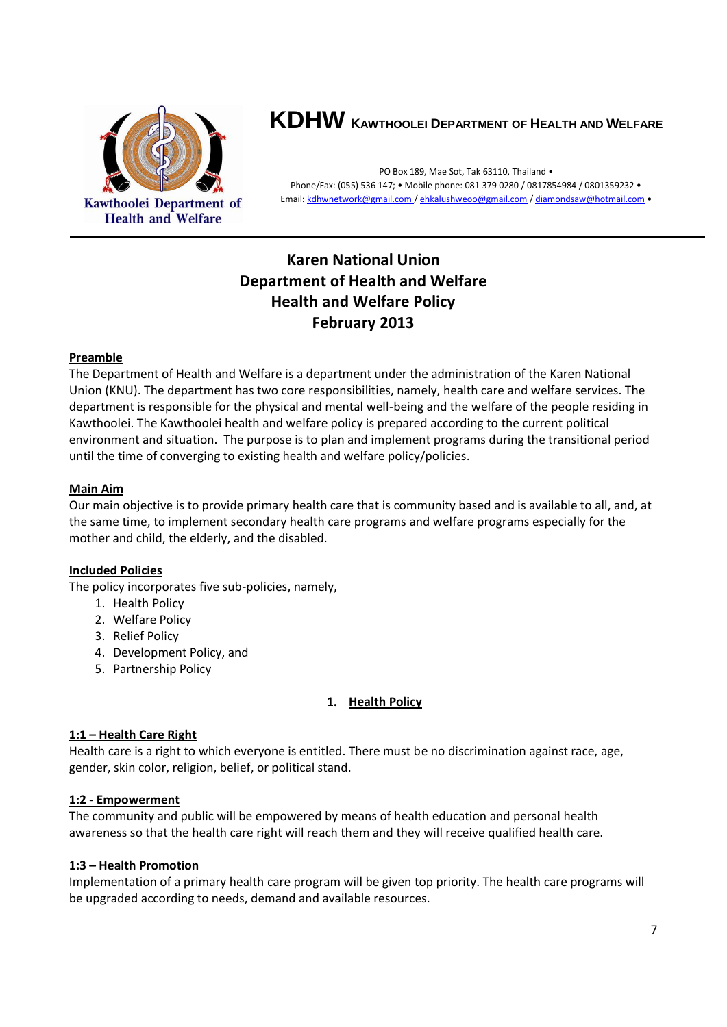# KDHW Kawthoolei Department of Health and Welfare

Kawthoolei Department of Health and Welfare

PO Box 189, Mae Sot, Tak 63110, Thailand •
Phone/Fax: (055) 536 147; • Mobile phone: 081 379 0280 / 0817854984 / 0801359232 •
Email: kdhwnetwork@gmail.com / ehkalushweoo@gmail.com / diamondsaw@hotmail.com •

## Karen National Union
## Department of Health and Welfare
## Health and Welfare Policy
## February 2013

**Preamble**

The Department of Health and Welfare is a department under the administration of the Karen National Union (KNU). The department has two core responsibilities, namely, health care and welfare services. The department is responsible for the physical and mental well-being and the welfare of the people residing in Kawthoolei. The Kawthoolei health and welfare policy is prepared according to the current political environment and situation. The purpose is to plan and implement programs during the transitional period until the time of converging to existing health and welfare policy/policies.

**Main Aim**

Our main objective is to provide primary health care that is community based and is available to all, and, at the same time, to implement secondary health care programs and welfare programs especially for the mother and child, the elderly, and the disabled.

**Included Policies**

The policy incorporates five sub-policies, namely,

1. Health Policy
2. Welfare Policy
3. Relief Policy
4. Development Policy, and
5. Partnership Policy

### 1. Health Policy

**1:1 – Health Care Right**

Health care is a right to which everyone is entitled. There must be no discrimination against race, age, gender, skin color, religion, belief, or political stand.

**1:2 - Empowerment**

The community and public will be empowered by means of health education and personal health awareness so that the health care right will reach them and they will receive qualified health care.

**1:3 – Health Promotion**

Implementation of a primary health care program will be given top priority. The health care programs will be upgraded according to needs, demand and available resources.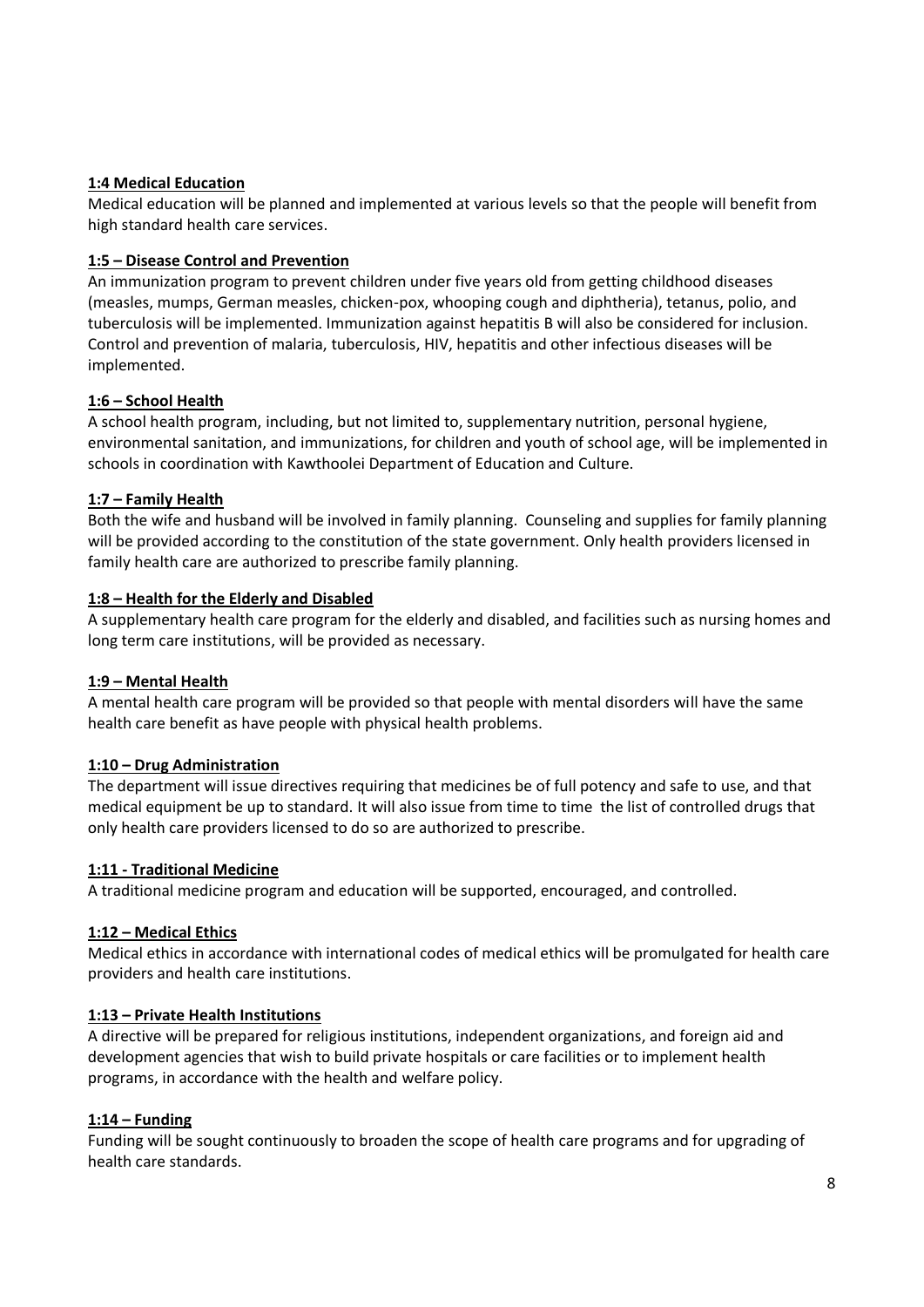### 1:4 Medical Education

Medical education will be planned and implemented at various levels so that the people will benefit from high standard health care services.

### 1:5 – Disease Control and Prevention

An immunization program to prevent children under five years old from getting childhood diseases (measles, mumps, German measles, chicken-pox, whooping cough and diphtheria), tetanus, polio, and tuberculosis will be implemented. Immunization against hepatitis B will also be considered for inclusion. Control and prevention of malaria, tuberculosis, HIV, hepatitis and other infectious diseases will be implemented.

### 1:6 – School Health

A school health program, including, but not limited to, supplementary nutrition, personal hygiene, environmental sanitation, and immunizations, for children and youth of school age, will be implemented in schools in coordination with Kawthoolei Department of Education and Culture.

### 1:7 – Family Health

Both the wife and husband will be involved in family planning. Counseling and supplies for family planning will be provided according to the constitution of the state government. Only health providers licensed in family health care are authorized to prescribe family planning.

### 1:8 – Health for the Elderly and Disabled

A supplementary health care program for the elderly and disabled, and facilities such as nursing homes and long term care institutions, will be provided as necessary.

### 1:9 – Mental Health

A mental health care program will be provided so that people with mental disorders will have the same health care benefit as have people with physical health problems.

### 1:10 – Drug Administration

The department will issue directives requiring that medicines be of full potency and safe to use, and that medical equipment be up to standard. It will also issue from time to time the list of controlled drugs that only health care providers licensed to do so are authorized to prescribe.

### 1:11 - Traditional Medicine

A traditional medicine program and education will be supported, encouraged, and controlled.

### 1:12 – Medical Ethics

Medical ethics in accordance with international codes of medical ethics will be promulgated for health care providers and health care institutions.

### 1:13 – Private Health Institutions

A directive will be prepared for religious institutions, independent organizations, and foreign aid and development agencies that wish to build private hospitals or care facilities or to implement health programs, in accordance with the health and welfare policy.

### 1:14 – Funding

Funding will be sought continuously to broaden the scope of health care programs and for upgrading of health care standards.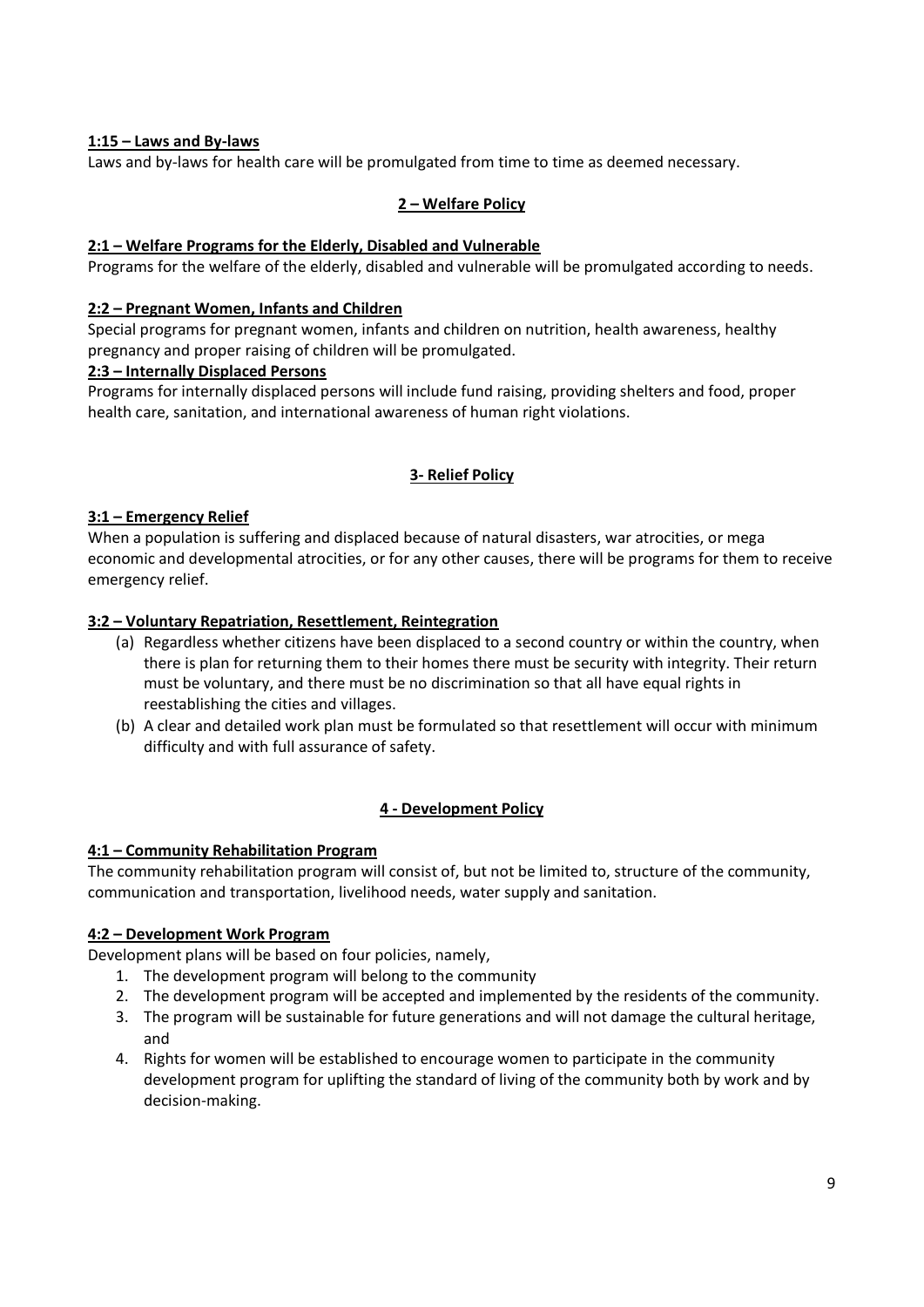**1:15 – Laws and By-laws**

Laws and by-laws for health care will be promulgated from time to time as deemed necessary.

## 2 – Welfare Policy

**2:1 – Welfare Programs for the Elderly, Disabled and Vulnerable**

Programs for the welfare of the elderly, disabled and vulnerable will be promulgated according to needs.

**2:2 – Pregnant Women, Infants and Children**

Special programs for pregnant women, infants and children on nutrition, health awareness, healthy pregnancy and proper raising of children will be promulgated.

**2:3 – Internally Displaced Persons**

Programs for internally displaced persons will include fund raising, providing shelters and food, proper health care, sanitation, and international awareness of human right violations.

## 3- Relief Policy

**3:1 – Emergency Relief**

When a population is suffering and displaced because of natural disasters, war atrocities, or mega economic and developmental atrocities, or for any other causes, there will be programs for them to receive emergency relief.

**3:2 – Voluntary Repatriation, Resettlement, Reintegration**

(a) Regardless whether citizens have been displaced to a second country or within the country, when there is plan for returning them to their homes there must be security with integrity. Their return must be voluntary, and there must be no discrimination so that all have equal rights in reestablishing the cities and villages.

(b) A clear and detailed work plan must be formulated so that resettlement will occur with minimum difficulty and with full assurance of safety.

## 4 - Development Policy

**4:1 – Community Rehabilitation Program**

The community rehabilitation program will consist of, but not be limited to, structure of the community, communication and transportation, livelihood needs, water supply and sanitation.

**4:2 – Development Work Program**

Development plans will be based on four policies, namely,

1. The development program will belong to the community
2. The development program will be accepted and implemented by the residents of the community.
3. The program will be sustainable for future generations and will not damage the cultural heritage, and
4. Rights for women will be established to encourage women to participate in the community development program for uplifting the standard of living of the community both by work and by decision-making.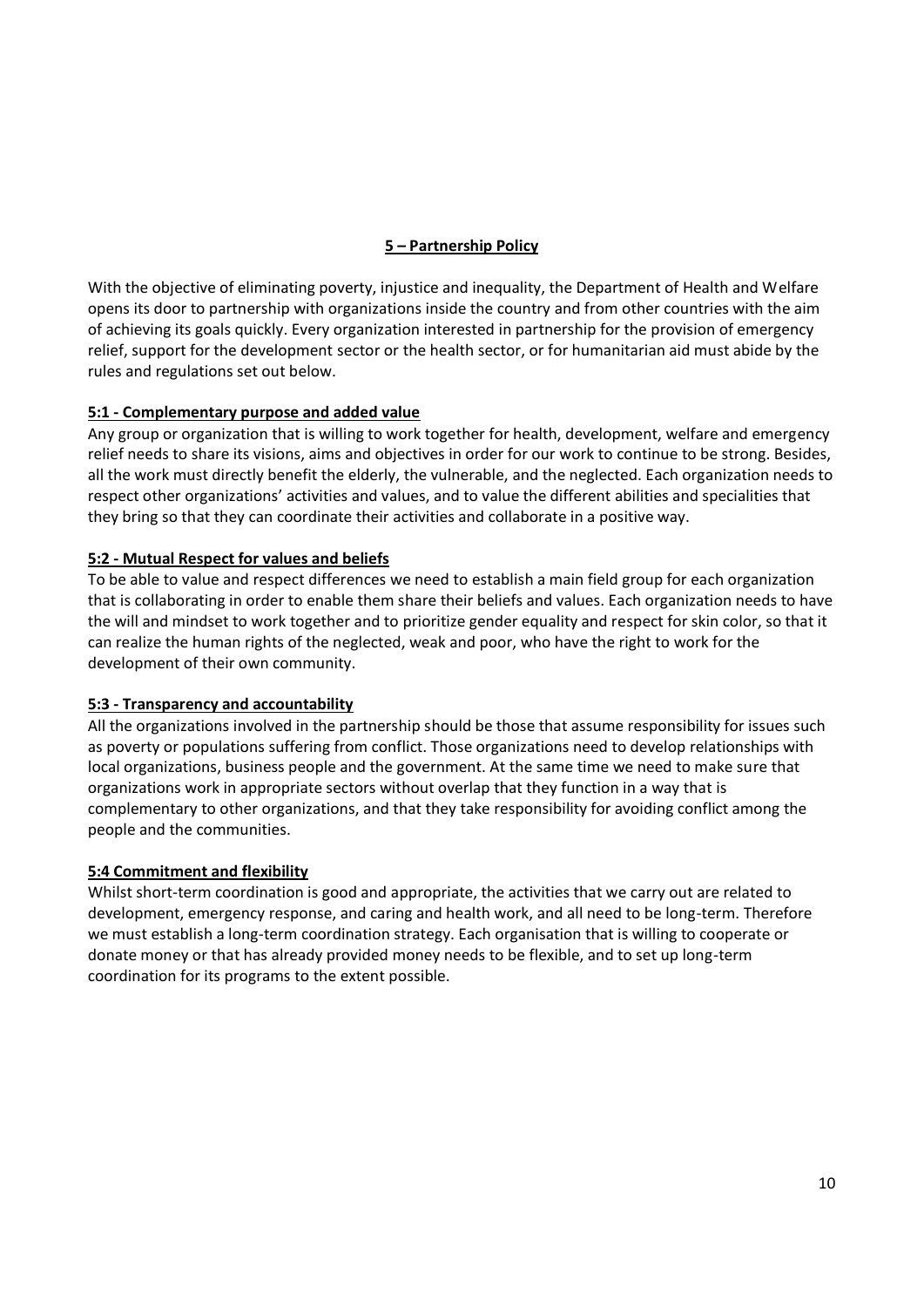## 5 – Partnership Policy

With the objective of eliminating poverty, injustice and inequality, the Department of Health and Welfare opens its door to partnership with organizations inside the country and from other countries with the aim of achieving its goals quickly. Every organization interested in partnership for the provision of emergency relief, support for the development sector or the health sector, or for humanitarian aid must abide by the rules and regulations set out below.

### 5:1 - Complementary purpose and added value

Any group or organization that is willing to work together for health, development, welfare and emergency relief needs to share its visions, aims and objectives in order for our work to continue to be strong. Besides, all the work must directly benefit the elderly, the vulnerable, and the neglected. Each organization needs to respect other organizations' activities and values, and to value the different abilities and specialities that they bring so that they can coordinate their activities and collaborate in a positive way.

### 5:2 - Mutual Respect for values and beliefs

To be able to value and respect differences we need to establish a main field group for each organization that is collaborating in order to enable them share their beliefs and values. Each organization needs to have the will and mindset to work together and to prioritize gender equality and respect for skin color, so that it can realize the human rights of the neglected, weak and poor, who have the right to work for the development of their own community.

### 5:3 - Transparency and accountability

All the organizations involved in the partnership should be those that assume responsibility for issues such as poverty or populations suffering from conflict. Those organizations need to develop relationships with local organizations, business people and the government. At the same time we need to make sure that organizations work in appropriate sectors without overlap that they function in a way that is complementary to other organizations, and that they take responsibility for avoiding conflict among the people and the communities.

### 5:4 Commitment and flexibility

Whilst short-term coordination is good and appropriate, the activities that we carry out are related to development, emergency response, and caring and health work, and all need to be long-term. Therefore we must establish a long-term coordination strategy. Each organisation that is willing to cooperate or donate money or that has already provided money needs to be flexible, and to set up long-term coordination for its programs to the extent possible.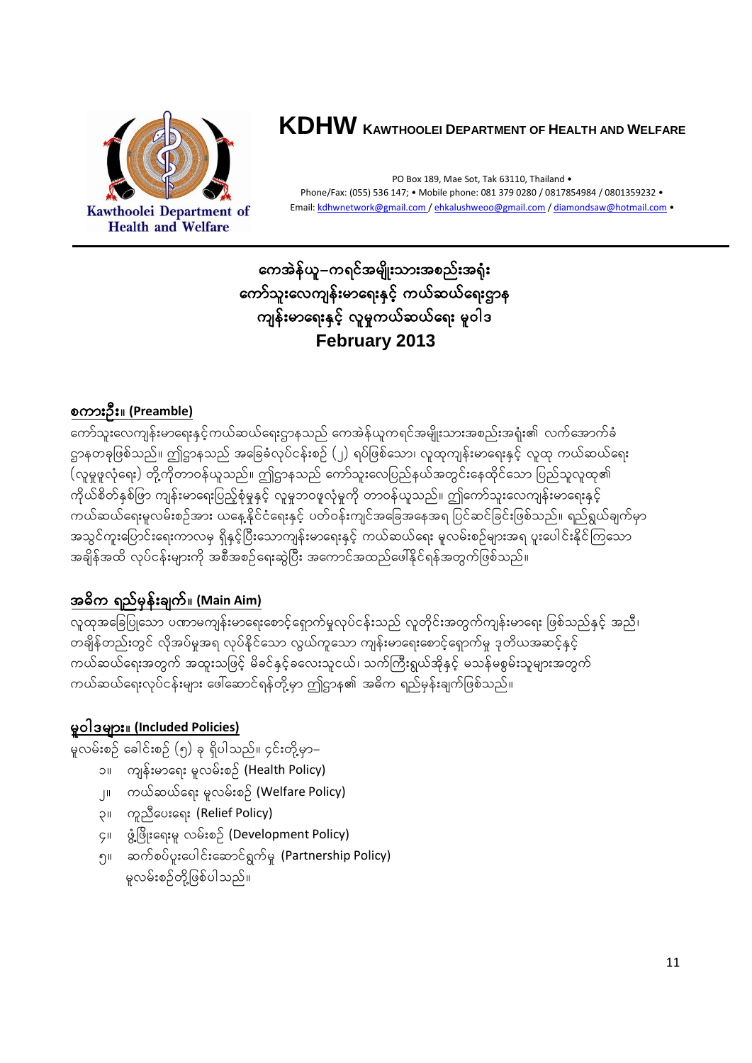# KDHW KAWTHOOLEI DEPARTMENT OF HEALTH AND WELFARE

Kawthoolei Department of Health and Welfare

PO Box 189, Mae Sot, Tak 63110, Thailand • Phone/Fax: (055) 536 147; • Mobile phone: 081 379 0280 / 0817854984 / 0801359232 • Email: kdhwnetwork@gmail.com / ehkalushweoo@gmail.com / diamondsaw@hotmail.com •

## ကေအဲန်ယူ–ကရင်အမျိုးသားအစည်းအရုံး ကော်သူးလေကျန်းမာရေးနှင့် ကယ်ဆယ်ရေးဌာန ကျန်းမာရေးနှင့် လူမှုကယ်ဆယ်ရေး မူဝါဒ February 2013

### စကားဦး။ (Preamble)

ကော်သူးလေကျန်းမာရေးနှင့်ကယ်ဆယ်ရေးဌာနသည် ကေအဲန်ယူကရင်အမျိုးသားအစည်းအရုံး၏ လက်အောက်ခံ ဌာနတခုဖြစ်သည်။ ဤဌာနသည် အခြေခံလုပ်ငန်းစဉ် (၂) ရပ်ဖြစ်သော၊ လူထုကျန်းမာရေးနှင့် လူထု ကယ်ဆယ်ရေး (လူမှုဖူလုံရေး) တို့ကိုတာဝန်ယူသည်။ ဤဌာနသည် ကော်သူးလေပြည်နယ်အတွင်းနေထိုင်သော ပြည်သူလူထု၏ ကိုယ်စိတ်နှစ်ဖြာ ကျန်းမာရေးပြည့်စုံမှုနှင့် လူမှုဘဝဖူလုံမှုကို တာဝန်ယူသည်။ ဤကော်သူးလေကျန်းမာရေးနှင့် ကယ်ဆယ်ရေးမူလမ်းစဉ်အား ယနေ့နိုင်ငံရေးနှင့် ပတ်ဝန်းကျင်အခြေအနေအရ ပြင်ဆင်ခြင်းဖြစ်သည်။ ရည်ရွယ်ချက်မှာ အသွင်ကူးပြောင်းရေးကာလမှ ရှိနှင့်ပြီးသောကျန်းမာရေးနှင့် ကယ်ဆယ်ရေး မူလမ်းစဉ်များအရ ပူးပေါင်းနိုင်ကြသော အချိန်အထိ လုပ်ငန်းများကို အစီအစဉ်ရေးဆွဲပြီး အကောင်အထည်ဖေါ်နိုင်ရန်အတွက်ဖြစ်သည်။

### အဓိက ရည်မှန်းချက်။ (Main Aim)

လူထုအခြေပြုသော ပဏာမကျန်းမာရေးစောင့်ရှောက်မှုလုပ်ငန်းသည် လူတိုင်းအတွက်ကျန်းမာရေး ဖြစ်သည်နှင့် အညီ၊ တချိန်တည်းတွင် လိုအပ်မှုအရ လုပ်နိုင်သော လွယ်ကူသော ကျန်းမာရေးစောင့်ရှောက်မှု ဒုတိယအဆင့်နှင့် ကယ်ဆယ်ရေးအတွက် အထူးသဖြင့် မိခင်နှင့်ခလေးသူငယ်၊ သက်ကြီးရွယ်အိုနှင့် မသန်မစွမ်းသူများအတွက် ကယ်ဆယ်ရေးလုပ်ငန်းများ ဖေါ်ဆောင်ရန်တို့မှာ ဤဌာန၏ အဓိက ရည်မှန်းချက်ဖြစ်သည်။

### မူဝါဒများ။ (Included Policies)

မူလမ်းစဉ် ခေါင်းစဉ် (၅) ခု ရှိပါသည်။ ၎င်းတို့မှာ–

၁။ ကျန်းမာရေး မူလမ်းစဉ် (Health Policy)
၂။ ကယ်ဆယ်ရေး မူလမ်းစဉ် (Welfare Policy)
၃။ ကူညီပေးရေး (Relief Policy)
၄။ ဖွံ့ဖြိုးရေးမူ လမ်းစဉ် (Development Policy)
၅။ ဆက်စပ်ပူးပေါင်းဆောင်ရွက်မှု (Partnership Policy)

မူလမ်းစဉ်တို့ဖြစ်ပါသည်။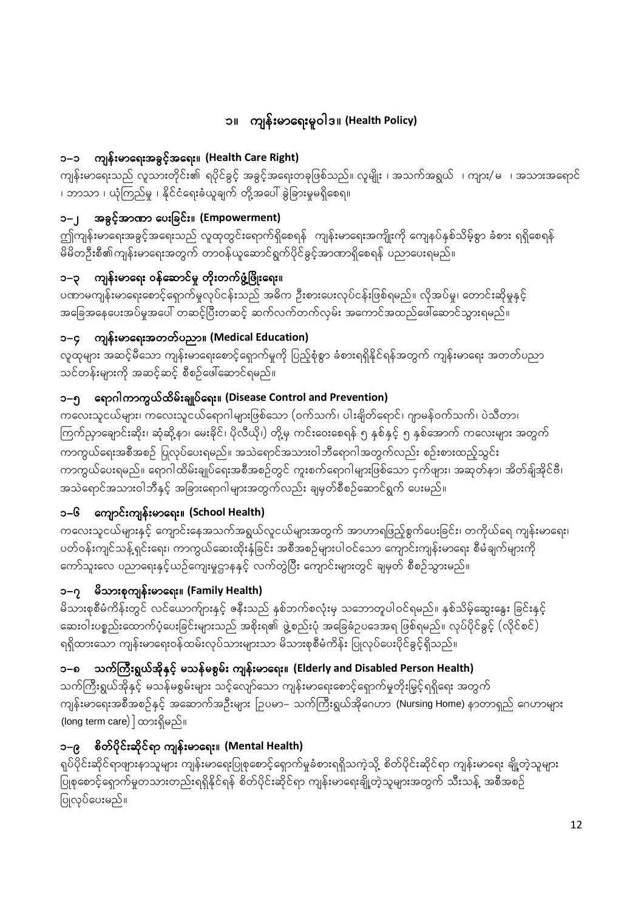# ၁။ ကျန်းမာရေးမူဝါဒ။ (Health Policy)

## ၁–၁ ကျန်းမာရေးအခွင့်အရေး။ (Health Care Right)

ကျန်းမာရေးသည် လူသားတိုင်း၏ ရပိုင်ခွင့် အခွင့်အရေးတခုဖြစ်သည်။ လူမျိုး ၊ အသက်အရွယ် ၊ ကျား/မ ၊ အသားအရောင် ၊ ဘာသာ ၊ ယုံကြည်မှု ၊ နိုင်ငံရေးခံယူချက် တို့အပေါ် ခွဲခြားမှုမရှိစေရ။

## ၁–၂ အခွင့်အာဏာ ပေးခြင်း။ (Empowerment)

ဤကျန်းမာရေးအခွင့်အရေးသည် လူထုတွင်းရောက်ရှိစေရန် ကျန်းမာရေးအကျိုးကို ကျေနပ်နှစ်သိမ့်စွာ ခံစား ရရှိစေရန် မိမိတဦးစီ၏ကျန်းမာရေးအတွက် တာဝန်ယူဆောင်ရွက်ပိုင်ခွင့်အာဏာရှိစေရန် ပညာပေးရမည်။

## ၁–၃ ကျန်းမာရေး ဝန်ဆောင်မှု တိုးတက်ဖွံ့ဖြိုးရေး။

ပဏာမကျန်းမာရေးစောင့်ရှောက်မှုလုပ်ငန်းသည် အဓိက ဦးစားပေးလုပ်ငန်းဖြစ်ရမည်။ လိုအပ်မှု၊ တောင်းဆိုမှုနှင့် အခြေအနေပေးအပ်မှုအပေါ် တဆင့်ပြီးတဆင့် ဆက်လက်တက်လှမ်း အကောင်အထည်ဖေါ်ဆောင်သွားရမည်။

## ၁–၄ ကျန်းမာရေးအတတ်ပညာ။ (Medical Education)

လူထုများ အဆင့်မီသော ကျန်းမာရေးစောင့်ရှောက်မှုကို ပြည့်စုံစွာ ခံစားရရှိနိုင်ရန်အတွက် ကျန်းမာရေး အတတ်ပညာ သင်တန်းများကို အဆင့်ဆင့် စီစဉ်ဖေါ်ဆောင်ရမည်။

## ၁–၅ ရောဂါကာကွယ်ထိမ်းချုပ်ရေး။ (Disease Control and Prevention)

ကလေးသူငယ်များ၊ ကလေးသူငယ်ရောဂါများဖြစ်သော (ဝက်သက်၊ ပါးချိတ်ရောင်၊ ဂျာမန်ဝက်သက်၊ ပဲသီတာ၊ ကြက်ညှာချောင်းဆိုး၊ ဆုံဆို့နာ၊ မေးခိုင်၊ ပိုလီယို) တို့မှ ကင်းဝေးစေရန် ၅ နှစ်နှင့် ၅ နှစ်အောက် ကလေးများ အတွက် ကာကွယ်ရေးအစီအစဉ် ပြုလုပ်ပေးရမည်။ အသဲရောင်အသားဝါဘီရောဂါအတွက်လည်း စဉ်းစားထည့်သွင်း ကာကွယ်ပေးရမည်။ ရောဂါထိမ်းချုပ်ရေးအစီအစဉ်တွင် ကူးစက်ရောဂါများဖြစ်သော ငှက်ဖျား၊ အဆုတ်နာ၊ အိတ်ချ်အိုင်ဗီ၊ အသဲရောင်အသားဝါဘီနှင့် အခြားရောဂါများအတွက်လည်း ချမှတ်စီစဉ်ဆောင်ရွက် ပေးမည်။

## ၁–၆ ကျောင်းကျန်းမာရေး။ (School Health)

ကလေးသူငယ်များနှင့် ကျောင်းနေအသက်အရွယ်လူငယ်များအတွက် အာဟာရပြည့်စွက်ပေးခြင်း၊ တကိုယ်ရေ ကျန်းမာရေး၊ ပတ်ဝန်းကျင်သန့်ရှင်းရေး၊ ကာကွယ်ဆေးထိုးနှံခြင်း အစီအစဉ်များပါဝင်သော ကျောင်းကျန်းမာရေး စီမံချက်များကို ကော်သူးလေ ပညာရေးနှင့်ယဉ်ကျေးမှုဌာနနှင့် လက်တွဲပြီး ကျောင်းများတွင် ချမှတ် စီစဉ်သွားမည်။

## ၁–၇ မိသားစုကျန်းမာရေး။ (Family Health)

မိသားစုစီမံကိန်းတွင် လင်ယောကျ်ားနှင့် ဇနီးသည် နှစ်ဘက်စလုံးမှ သဘောတူပါဝင်ရမည်။ နှစ်သိမ့်ဆွေးနွေး ခြင်းနှင့် ဆေးဝါးပစ္စည်းထောက်ပံ့ပေးခြင်းများသည် အစိုးရ၏ ဖွဲ့စည်းပုံ အခြေခံဥပဒေအရ ဖြစ်ရမည်။ လုပ်ပိုင်ခွင့် (လိုင်စင်) ရရှိထားသော ကျန်းမာရေးဝန်ထမ်းလုပ်သားများသာ မိသားစုစီမံကိန်း ပြုလုပ်ပေးပိုင်ခွင့်ရှိသည်။

## ၁–၈ သက်ကြီးရွယ်အိုနှင့် မသန်မစွမ်း ကျန်းမာရေး။ (Elderly and Disabled Person Health)

သက်ကြီးရွယ်အိုနှင့် မသန်မစွမ်းများ သင့်လျော်သော ကျန်းမာရေးစောင့်ရှောက်မှုတိုးမြှင့်ရရှိရေး အတွက် ကျန်းမာရေးအစီအစဉ်နှင့် အဆောက်အဦးများ [ဥပမာ– သက်ကြီးရွယ်အိုဂေဟာ (Nursing Home) နာတာရှည် ဂေဟာများ (long term care)] ထားရှိမည်။

## ၁–၉ စိတ်ပိုင်းဆိုင်ရာ ကျန်းမာရေး။ (Mental Health)

ရုပ်ပိုင်းဆိုင်ရာဖျားနာသူများ ကျန်းမာရေးပြုစုစောင့်ရှောက်မှုခံစားရရှိသကဲ့သို့ စိတ်ပိုင်းဆိုင်ရာ ကျန်းမာရေး ချို့တဲ့သူများ ပြုစုစောင့်ရှောက်မှုတသားတည်းရရှိနိုင်ရန် စိတ်ပိုင်းဆိုင်ရာ ကျန်းမာရေးချို့တဲ့သူများအတွက် သီးသန့် အစီအစဉ် ပြုလုပ်ပေးမည်။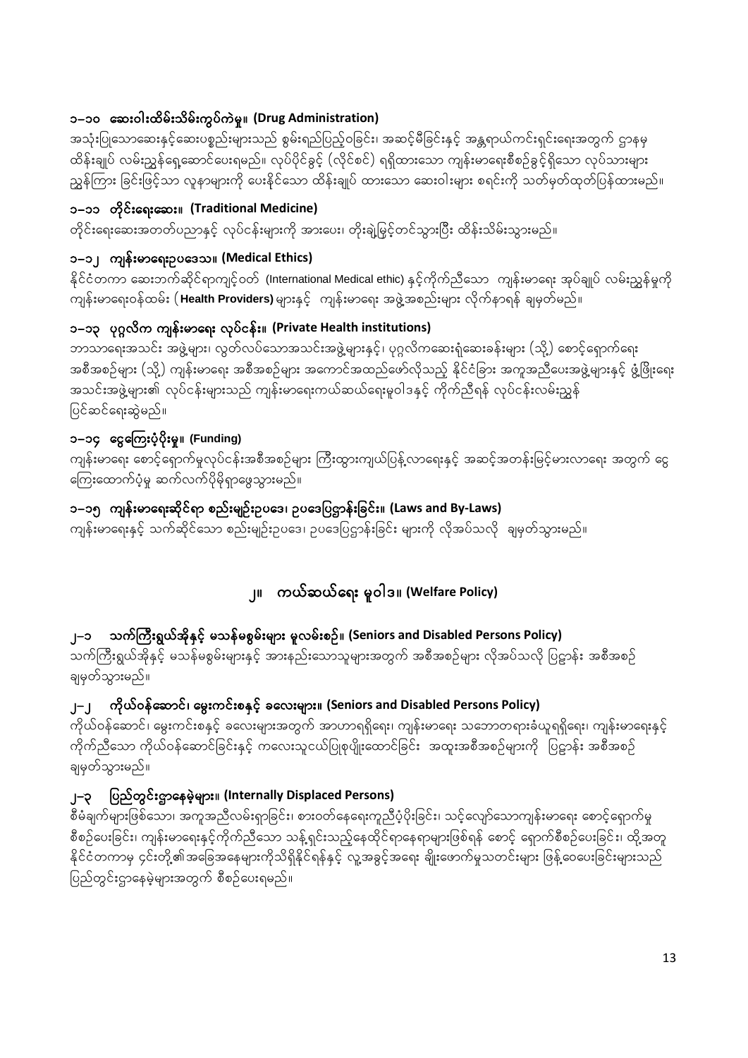### ၁–၁၀ ဆေးဝါးထိမ်းသိမ်းကွပ်ကဲမှု။ (Drug Administration)

အသုံးပြုသောဆေးနှင့်ဆေးပစ္စည်းများသည် စွမ်းရည်ပြည့်ဝခြင်း၊ အဆင့်မီခြင်းနှင့် အန္တရာယ်ကင်းရှင်းရေးအတွက် ဌာနမှ ထိန်းချုပ် လမ်းညွှန်ရှေ့ဆောင်ပေးရမည်။ လုပ်ပိုင်ခွင့် (လိုင်စင်) ရရှိထားသော ကျန်းမာရေးစီစဉ်ခွင့်ရှိသော လုပ်သားများ ညွှန်ကြား ခြင်းဖြင့်သာ လူနာများကို ပေးနိုင်သော ထိန်းချုပ် ထားသော ဆေးဝါးများ စရင်းကို သတ်မှတ်ထုတ်ပြန်ထားမည်။

### ၁–၁၁ တိုင်းရင်းဆေး။ (Traditional Medicine)

တိုင်းရင်းဆေးအတတ်ပညာနှင့် လုပ်ငန်းများကို အားပေး၊ တိုးချဲ့မြှင့်တင်သွားပြီး ထိန်းသိမ်းသွားမည်။

### ၁–၁၂ ကျန်းမာရေးဥပဒေသ။ (Medical Ethics)

နိုင်ငံတကာ ဆေးဘက်ဆိုင်ရာကျင့်ဝတ် (International Medical ethic) နှင့်ကိုက်ညီသော ကျန်းမာရေး အုပ်ချုပ် လမ်းညွှန်မှုကို ကျန်းမာရေးဝန်ထမ်း (**Health Providers**) များနှင့် ကျန်းမာရေး အဖွဲ့အစည်းများ လိုက်နာရန် ချမှတ်မည်။

### ၁–၁၃ ပုဂ္ဂလိက ကျန်းမာရေး လုပ်ငန်း။ (Private Health institutions)

ဘာသာရေးအသင်း အဖွဲ့များ၊ လွတ်လပ်သောအသင်းအဖွဲ့များနှင့်၊ ပုဂ္ဂလိကဆေးရုံဆေးခန်းများ (သို့) စောင့်ရှောက်ရေး အစီအစဉ်များ (သို့) ကျန်းမာရေး အစီအစဉ်များ အကောင်အထည်ဖော်လိုသည့် နိုင်ငံခြား အကူအညီပေးအဖွဲ့များနှင့် ဖွံ့ဖြိုးရေး အသင်းအဖွဲ့များ၏ လုပ်ငန်းများသည် ကျန်းမာရေးကယ်ဆယ်ရေးမူဝါဒနှင့် ကိုက်ညီရန် လုပ်ငန်းလမ်းညွှန် ပြင်ဆင်ရေးဆွဲမည်။

### ၁–၁၄ ငွေကြေးပံ့ပိုးမှု။ (Funding)

ကျန်းမာရေး စောင့်ရှောက်မှုလုပ်ငန်းအစီအစဉ်များ ကြီးထွားကျယ်ပြန့်လာရေးနှင့် အဆင့်အတန်းမြင့်မားလာရေး အတွက် ငွေကြေးထောက်ပံ့မှု ဆက်လက်ပိုမိုရှာဖွေသွားမည်။

### ၁–၁၅ ကျန်းမာရေးဆိုင်ရာ စည်းမျဉ်းဥပဒေ၊ ဥပဒေပြဋ္ဌာန်းခြင်း။ (Laws and By-Laws)

ကျန်းမာရေးနှင့် သက်ဆိုင်သော စည်းမျဉ်းဥပဒေ၊ ဥပဒေပြဋ္ဌာန်းခြင်း များကို လိုအပ်သလို ချမှတ်သွားမည်။

## ၂။ ကယ်ဆယ်ရေး မူဝါဒ။ (Welfare Policy)

### ၂–၁ သက်ကြီးရွယ်အိုနှင့် မသန်မစွမ်းများ မူလမ်းစဉ်။ (Seniors and Disabled Persons Policy)

သက်ကြီးရွယ်အိုနှင့် မသန်မစွမ်းများနှင့် အားနည်းသောသူများအတွက် အစီအစဉ်များ လိုအပ်သလို ပြဋ္ဌာန်း အစီအစဉ် ချမှတ်သွားမည်။

### ၂–၂ ကိုယ်ဝန်ဆောင်၊ မွေးကင်းစနှင့် ခလေးများ။ (Seniors and Disabled Persons Policy)

ကိုယ်ဝန်ဆောင်၊ မွေးကင်းစနှင့် ခလေးများအတွက် အာဟာရရရှိရေး၊ ကျန်းမာရေး သဘောတရားခံယူရရှိရေး၊ ကျန်းမာရေးနှင့် ကိုက်ညီသော ကိုယ်ဝန်ဆောင်ခြင်းနှင့် ကလေးသူငယ်ပြုစုပျိုးထောင်ခြင်း အထူးအစီအစဉ်များကို ပြဋ္ဌာန်း အစီအစဉ် ချမှတ်သွားမည်။

### ၂–၃ ပြည်တွင်းဌာနေမဲ့များ။ (Internally Displaced Persons)

စီမံချက်များဖြစ်သော၊ အကူအညီလမ်းရှာခြင်း၊ စားဝတ်နေရေးကူညီပံ့ပိုးခြင်း၊ သင့်လျော်သောကျန်းမာရေး စောင့်ရှောက်မှု စီစဉ်ပေးခြင်း၊ ကျန်းမာရေးနှင့်ကိုက်ညီသော သန့်ရှင်းသည့်နေထိုင်ရာနေရာများဖြစ်ရန် စောင့် ရှောက်စီစဉ်ပေးခြင်း၊ ထို့အတူ နိုင်ငံတကာမှ ၄င်းတို့၏အခြေအနေများကိုသိရှိနိုင်ရန်နှင့် လူ့အခွင့်အရေး ချိုးဖောက်မှုသတင်းများ ဖြန့်ဝေပေးခြင်းများသည် ပြည်တွင်းဌာနေမဲ့များအတွက် စီစဉ်ပေးရမည်။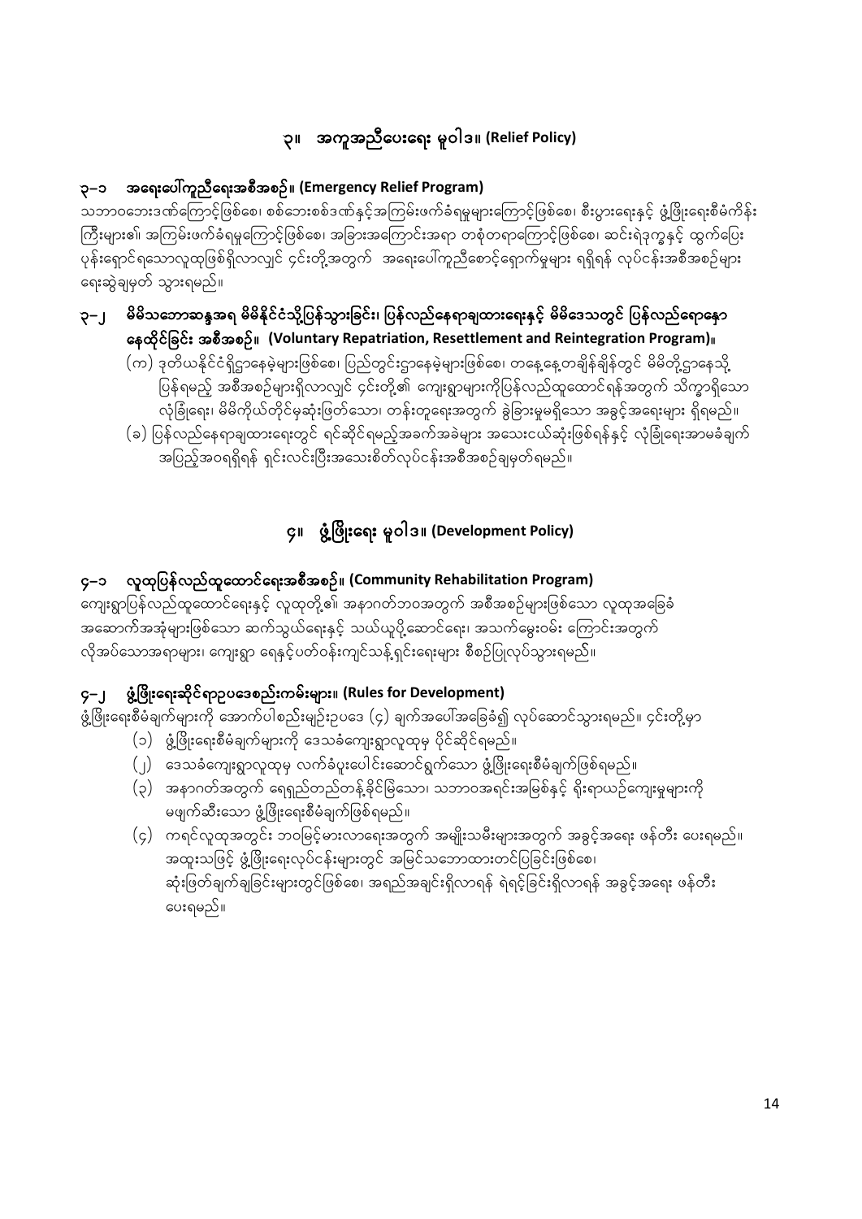## ၃။ အကူအညီပေးရေး မူဝါဒ။ (Relief Policy)

### ၃–၁ အရေးပေါ်ကူညီရေးအစီအစဉ်။ (Emergency Relief Program)

သဘာဝဘေးဒဏ်ကြောင့်ဖြစ်စေ၊ စစ်ဘေးစစ်ဒဏ်နှင့်အကြမ်းဖက်ခံရမှုများကြောင့်ဖြစ်စေ၊ စီးပွားရေးနှင့် ဖွံ့ဖြိုးရေးစီမံကိန်းကြီးများ၏ အကြမ်းဖက်ခံရမှုကြောင့်ဖြစ်စေ၊ အခြားအကြောင်းအရာ တစုံတရာကြောင့်ဖြစ်စေ၊ ဆင်းရဲဒုက္ခနှင့် ထွက်ပြေးပုန်းရှောင်ရသောလူထုဖြစ်ရှိလာလျှင် ၎င်းတို့အတွက် အရေးပေါ်ကူညီစောင့်ရှောက်မှုများ ရရှိရန် လုပ်ငန်းအစီအစဉ်များ ရေးဆွဲချမှတ် သွားရမည်။

### ၃–၂ မိမိသဘောဆန္ဒအရ မိမိနိုင်ငံသို့ပြန်သွားခြင်း၊ ပြန်လည်နေရာချထားရေးနှင့် မိမိဒေသတွင် ပြန်လည်ရောနှောနေထိုင်ခြင်း အစီအစဉ်။ (Voluntary Repatriation, Resettlement and Reintegration Program)။

(က) ဒုတိယနိုင်ငံရှိဌာနေမဲ့များဖြစ်စေ၊ ပြည်တွင်းဌာနေမဲ့များဖြစ်စေ၊ တနေ့နေ့တချိန်ချိန်တွင် မိမိတို့ဌာနေသို့ ပြန်ရမည့် အစီအစဉ်များရှိလာလျှင် ၎င်းတို့၏ ကျေးရွာများကိုပြန်လည်ထူထောင်ရန်အတွက် သိက္ခာရှိသော လုံခြုံရေး၊ မိမိကိုယ်တိုင်မှဆုံးဖြတ်သော၊ တန်းတူရေးအတွက် ခွဲခြားမှုမရှိသော အခွင့်အရေးများ ရှိရမည်။

(ခ) ပြန်လည်နေရာချထားရေးတွင် ရင်ဆိုင်ရမည့်အခက်အခဲများ အသေးငယ်ဆုံးဖြစ်ရန်နှင့် လုံခြုံရေးအာမခံချက် အပြည့်အဝရှိရန် ရှင်းလင်းပြီးအသေးစိတ်လုပ်ငန်းအစီအစဉ်ချမှတ်ရမည်။

## ၄။ ဖွံ့ဖြိုးရေး မူဝါဒ။ (Development Policy)

### ၄–၁ လူထုပြန်လည်ထူထောင်ရေးအစီအစဉ်။ (Community Rehabilitation Program)

ကျေးရွာပြန်လည်ထူထောင်ရေးနှင့် လူထုတို့၏ အနာဂတ်ဘဝအတွက် အစီအစဉ်များဖြစ်သော လူထုအခြေခံအဆောက်အအုံများဖြစ်သော ဆက်သွယ်ရေးနှင့် သယ်ယူပို့ဆောင်ရေး၊ အသက်မွေးဝမ်း ကြောင်းအတွက် လိုအပ်သောအရာများ၊ ကျေးရွာ ရေနှင့်ပတ်ဝန်းကျင်သန့်ရှင်းရေးများ စီစဉ်ပြုလုပ်သွားရမည်။

### ၄–၂ ဖွံ့ဖြိုးရေးဆိုင်ရာဥပဒေစည်းကမ်းများ။ (Rules for Development)

ဖွံ့ဖြိုးရေးစီမံချက်များကို အောက်ပါစည်းမျဉ်းဥပဒေ (၄) ချက်အပေါ်အခြေခံ၍ လုပ်ဆောင်သွားရမည်။ ၎င်းတို့မှာ

(၁) ဖွံ့ဖြိုးရေးစီမံချက်များကို ဒေသခံကျေးရွာလူထုမှ ပိုင်ဆိုင်ရမည်။

(၂) ဒေသခံကျေးရွာလူထုမှ လက်ခံပူးပေါင်းဆောင်ရွက်သော ဖွံ့ဖြိုးရေးစီမံချက်ဖြစ်ရမည်။

(၃) အနာဂတ်အတွက် ရေရှည်တည်တန့်ခိုင်မြဲသော၊ သဘာဝအရင်းအမြစ်နှင့် ရိုးရာယဉ်ကျေးမှုများကို မဖျက်ဆီးသော ဖွံ့ဖြိုးရေးစီမံချက်ဖြစ်ရမည်။

(၄) ကရင်လူထုအတွင်း ဘဝမြင့်မားလာရေးအတွက် အမျိုးသမီးများအတွက် အခွင့်အရေး ဖန်တီး ပေးရမည်။ အထူးသဖြင့် ဖွံ့ဖြိုးရေးလုပ်ငန်းများတွင် အမြင်သဘောထားတင်ပြခြင်းဖြစ်စေ၊ ဆုံးဖြတ်ချက်ချခြင်းများတွင်ဖြစ်စေ၊ အရည်အချင်းရှိလာရန် ရဲရင့်ခြင်းရှိလာရန် အခွင့်အရေး ဖန်တီး ပေးရမည်။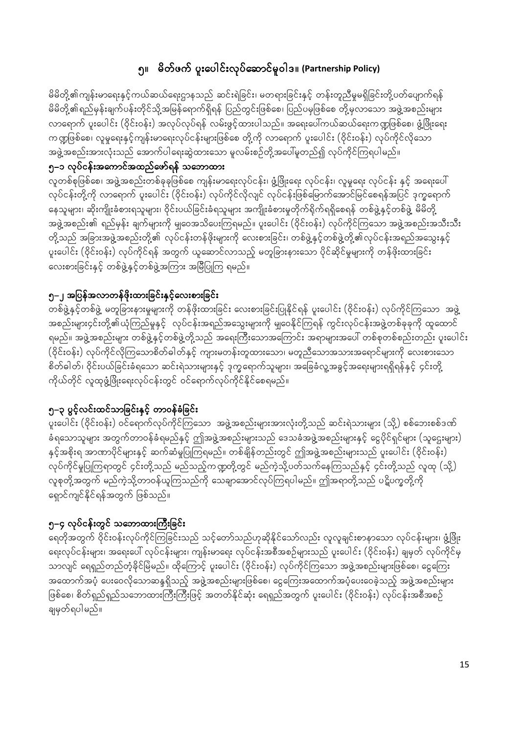# ၅။ မိတ်ဖက် ပူးပေါင်းလုပ်ဆောင်မှုဝါဒ။ (Partnership Policy)

မိမိတို့၏ကျန်းမာရေးနှင့်ကယ်ဆယ်ရေးဌာနသည် ဆင်းရဲခြင်း၊ မတရားခြင်းနှင့် တန်းတူညီမှုမရှိခြင်းတို့ပတ်ပျောက်ရန် မိမိတို့၏ရည်မှန်းချက်ပန်းတိုင်သို့အမြန်ရောက်ရှိရန် ပြည်တွင်းဖြစ်စေ၊ ပြည်ပမှဖြစ်စေ တို့မှလာသော အဖွဲ့အစည်းများ လာရောက် ပူးပေါင်း (ဝိုင်းဝန်း) အလုပ်လုပ်ရန် လမ်းဖွင့်ထားပါသည်။ အရေးပေါ်ကယ်ဆယ်ရေးကဏ္ဍဖြစ်စေ၊ ဖွံ့ဖြိုးရေး ကဏ္ဍဖြစ်စေ၊ လူမှုရေးနှင့်ကျန်းမာရေးလုပ်ငန်းများဖြစ်စေ တို့ကို လာရောက် ပူးပေါင်း (ဝိုင်းဝန်း) လုပ်ကိုင်လိုသော အဖွဲ့အစည်းအားလုံးသည် အောက်ပါရေးဆွဲထားသော မူလမ်းစဉ်တို့အပေါ်မူတည်၍ လုပ်ကိုင်ကြရပါမည်။

## ၅–၁ လုပ်ငန်းအကောင်အထည်ဖော်ရန် သဘောထား

လူတစ်ဦးဖြစ်စေ၊ အဖွဲ့အစည်းတစ်ခုခုဖြစ်စေ ကျန်းမာရေးလုပ်ငန်း၊ ဖွံ့ဖြိုးရေး လုပ်ငန်း၊ လူမှုရေး လုပ်ငန်း နှင့် အရေးပေါ် လုပ်ငန်းတို့ကို လာရောက် ပူးပေါင်း (ဝိုင်းဝန်း) လုပ်ကိုင်လိုလျှင် လုပ်ငန်းဖြစ်မြောက်အောင်မြင်စေရန်အပြင် ဒုက္ခရောက် နေသူများ၊ ဆိုးကျိုးခံစားရသူများ၊ ဝိုင်းပယ်ခြင်းခံရသူများ အကျိုးခံစားမှုတိုက်ရိုက်ရရှိစေရန် တစ်ဖွဲ့နှင့်တစ်ဖွဲ့ မိမိတို့ အဖွဲ့အစည်း၏ ရည်မှန်း ချက်များကို မျှဝေအသိပေးကြရမည်။ ပူးပေါင်း (ဝိုင်းဝန်း) လုပ်ကိုင်ကြသော အဖွဲ့အစည်းအသီးသီး တို့သည် အခြားအဖွဲ့အစည်းတို့၏ လုပ်ငန်းတန်ဖိုးများကို လေးစားခြင်း၊ တစ်ဖွဲ့နှင့်တစ်ဖွဲ့တို့၏လုပ်ငန်းအရည်အသွေးနှင့် ပူးပေါင်း (ဝိုင်းဝန်း) လုပ်ကိုင်ရန် အတွက် ယူဆောင်လာသည့် မတူခြားနားသော ပိုင်ဆိုင်မှုများကို တန်ဖိုးထားခြင်း လေးစားခြင်းနှင့် တစ်ဖွဲ့နှင့်တစ်ဖွဲ့အကြား အမြဲပြုကြ ရမည်။

## ၅–၂ အပြန်အလှန်တန်ဖိုးထားခြင်းနှင့်လေးစားခြင်း

တစ်ဖွဲ့နှင့်တစ်ဖွဲ့ မတူခြားနားမှုများကို တန်ဖိုးထားခြင်း လေးစားခြင်းပြုနိုင်ရန် ပူးပေါင်း (ဝိုင်းဝန်း) လုပ်ကိုင်ကြသော အဖွဲ့ အစည်းများငင်းတို့၏ယုံကြည်မှုနှင့် လုပ်ငန်းအရည်အသွေးများကို မျှဝေနိုင်ကြရန် ကွင်းလုပ်ငန်းအဖွဲ့တစ်ခုခုကို ထူထောင် ရမည်။ အဖွဲ့အစည်းများ တစ်ဖွဲ့နှင့်တစ်ဖွဲ့တို့သည် အရေးကြီးသောအကြောင်း အရာများအပေါ် တစ်စုတစ်စည်းတည်း ပူးပေါင်း (ဝိုင်းဝန်း) လုပ်ကိုင်လိုကြသောစိတ်ဓါတ်နှင့် ကျားမတန်းတူထားသော၊ မတူညီသောအသားအရောင်များကို လေးစားသော စိတ်ဓါတ်၊ ဝိုင်းပယ်ခြင်းခံရသော ဆင်းရဲသားများနှင့် ဒုက္ခရောက်သူများ၊ အခြေခံလူ့အခွင့်အရေးများရရှိရန်နှင့် ၎င်းတို့ ကိုယ်တိုင် လူထုဖွံ့ဖြိုးရေးလုပ်ငန်းတွင် ဝင်ရောက်လုပ်ကိုင်နိုင်စေရမည်။

## ၅–၃ ပွင့်လင်းထင်သာခြင်းနှင့် တာဝန်ခံခြင်း

ပူးပေါင်း (ဝိုင်းဝန်း) ဝင်ရောက်လုပ်ကိုင်ကြသော အဖွဲ့အစည်းများအားလုံးတို့သည် ဆင်းရဲသားများ (သို့) စစ်ဘေးစစ်ဒဏ် ခံရသောသူများ အတွက်တာဝန်ခံရမည်နှင့် ဤအဖွဲ့အစည်းများသည် ဒေသခံအဖွဲ့အစည်းများနှင့် ငွေပိုင်ရှင်များ (သူဌေးများ) နှင့်အစိုးရ အာဏာပိုင်များနှင့် ဆက်ဆံမှုပြုကြရမည်။ တစ်ချိန်တည်းတွင် ဤအဖွဲ့အစည်းများသည် ပူးပေါင်း (ဝိုင်းဝန်း) လုပ်ကိုင်မှုပြုကြရာတွင် ၎င်းတို့သည် မည်သည့်ကဏ္ဍတို့တွင် မည်ကဲ့သို့ပတ်သက်နေကြသည်နှင့် ၎င်းတို့သည် လူထု (သို့) လူစုတို့အတွက် မည်ကဲ့သို့တာဝန်ယူကြသည်ကို သေချာအောင်လုပ်ကြရပါမည်။ ဤအရာတို့သည် ပဋိပက္ခတို့ကို ရှောင်ကျင်နိုင်ရန်အတွက် ဖြစ်သည်။

## ၅–၄ လုပ်ငန်းတွင် သဘောထားကြီးခြင်း

ရေတိုအတွက် ဝိုင်းဝန်းလုပ်ကိုင်ကြခြင်းသည် သင့်တော်သည်ဟုဆိုနိုင်သော်လည်း လူလူချင်းစာနာသော လုပ်ငန်းများ၊ ဖွံ့ဖြိုး ရေးလုပ်ငန်းများ၊ အရေးပေါ် လုပ်ငန်းများ၊ ကျန်းမာရေး လုပ်ငန်းအစီအစဉ်များသည် ပူးပေါင်း (ဝိုင်းဝန်း) ချမှတ် လုပ်ကိုင်မှ သာလျှင် ရေရှည်တည်တံ့ခိုင်မြဲမည်။ ထို့ကြောင့် ပူးပေါင်း (ဝိုင်းဝန်း) လုပ်ကိုင်ကြသော အဖွဲ့အစည်းများဖြစ်စေ၊ ငွေကြေး အထောက်အပံ့ ပေးဝေလိုသောဆန္ဒရှိသည့် အဖွဲ့အစည်းများဖြစ်စေ၊ ငွေကြေးအထောက်အပံ့ပေးဝေခဲ့သည့် အဖွဲ့အစည်းများ ဖြစ်စေ၊ စိတ်ရှည်ရှည်သဘောထားကြီးကြီးဖြင့် အတတ်နိုင်ဆုံး ရေရှည်အတွက် ပူးပေါင်း (ဝိုင်းဝန်း) လုပ်ငန်းအစီအစဉ် ချမှတ်ရပါမည်။